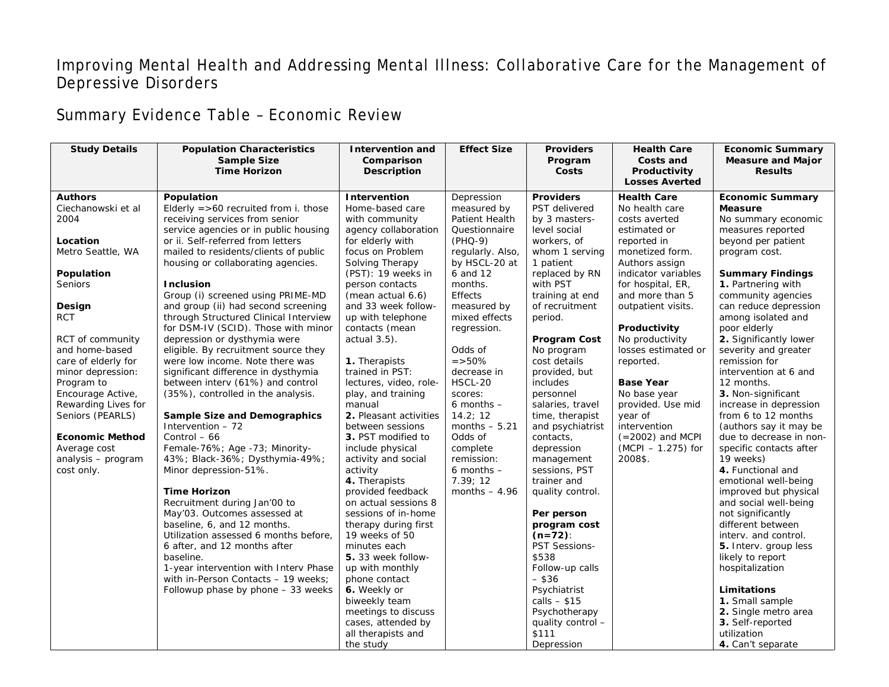# Improving Mental Health and Addressing Mental Illness: Collaborative Care for the Management of Depressive Disorders

## Summary Evidence Table – Economic Review

| Study Details | Population Characteristics<br>Sample Size<br>Time Horizon | Intervention and Comparison Description | Effect Size | Providers Program Costs | Health Care Costs and Productivity Losses Averted | Economic Summary Measure and Major Results |
|---|---|---|---|---|---|---|
| **Authors**<br>Ciechanowski et al 2004<br><br>**Location**<br>Metro Seattle, WA<br><br>**Population**<br>Seniors<br><br>**Design**<br>RCT<br><br>RCT of community and home-based care of elderly for minor depression: Program to Encourage Active, Rewarding Lives for Seniors (PEARLS)<br><br>**Economic Method**<br>Average cost analysis – program cost only. | **Population**<br>Elderly =>60 recruited from i. those receiving services from senior service agencies or in public housing or ii. Self-referred from letters mailed to residents/clients of public housing or collaborating agencies.<br><br>**Inclusion**<br>Group (i) screened using PRIME-MD and group (ii) had second screening through Structured Clinical Interview for DSM-IV (SCID). Those with minor depression or dysthymia were eligible. By recruitment source they were low income. Note there was significant difference in dysthymia between interv (61%) and control (35%), controlled in the analysis.<br><br>**Sample Size and Demographics**<br>Intervention – 72<br>Control – 66<br>Female-76%; Age -73; Minority-43%; Black-36%; Dysthymia-49%; Minor depression-51%.<br><br>**Time Horizon**<br>Recruitment during Jan'00 to May'03. Outcomes assessed at baseline, 6, and 12 months. Utilization assessed 6 months before, 6 after, and 12 months after baseline.<br>1-year intervention with Interv Phase with in-Person Contacts – 19 weeks; Followup phase by phone – 33 weeks | **Intervention**<br>Home-based care with community agency collaboration for elderly with focus on Problem Solving Therapy (PST): 19 weeks in person contacts (mean actual 6.6) and 33 week follow-up with telephone contacts (mean actual 3.5).<br><br>**1.** Therapists trained in PST: lectures, video, role-play, and training manual<br>**2.** Pleasant activities between sessions<br>**3.** PST modified to include physical activity and social activity<br>**4.** Therapists provided feedback on actual sessions 8 sessions of in-home therapy during first 19 weeks of 50 minutes each<br>**5.** 33 week follow-up with monthly phone contact<br>**6.** Weekly or biweekly team meetings to discuss cases, attended by all therapists and the study | Depression measured by Patient Health Questionnaire (PHQ-9) regularly. Also, by HSCL-20 at 6 and 12 months. Effects measured by mixed effects regression.<br><br>Odds of =>50% decrease in HSCL-20 scores:<br>6 months – 14.2; 12 months – 5.21<br>Odds of complete remission:<br>6 months – 7.39; 12 months – 4.96 | **Providers**<br>PST delivered by 3 masters-level social workers, of whom 1 serving 1 patient replaced by RN with PST training at end of recruitment period.<br><br>**Program Cost**<br>No program cost details provided, but includes personnel salaries, travel time, therapist and psychiatrist contacts, depression management sessions, PST trainer and quality control.<br><br>**Per person program cost (n=72)**:<br>PST Sessions- $538<br>Follow-up calls – $36<br>Psychiatrist calls – $15<br>Psychotherapy quality control – $111<br>Depression | **Health Care**<br>No health care costs averted estimated or reported in monetized form. Authors assign indicator variables for hospital, ER, and more than 5 outpatient visits.<br><br>**Productivity**<br>No productivity losses estimated or reported.<br><br>**Base Year**<br>No base year provided. Use mid year of intervention (=2002) and MCPI (MCPI – 1.275) for 2008$. | **Economic Summary Measure**<br>No summary economic measures reported beyond per patient program cost.<br><br>**Summary Findings**<br>**1.** Partnering with community agencies can reduce depression among isolated and poor elderly<br>**2.** Significantly lower severity and greater remission for intervention at 6 and 12 months.<br>**3.** Non-significant increase in depression from 6 to 12 months (authors say it may be due to decrease in non-specific contacts after 19 weeks)<br>**4.** Functional and emotional well-being improved but physical and social well-being not significantly different between interv. and control.<br>**5.** Interv. group less likely to report hospitalization<br><br>**Limitations**<br>**1.** Small sample<br>**2.** Single metro area<br>**3.** Self-reported utilization<br>**4.** Can't separate |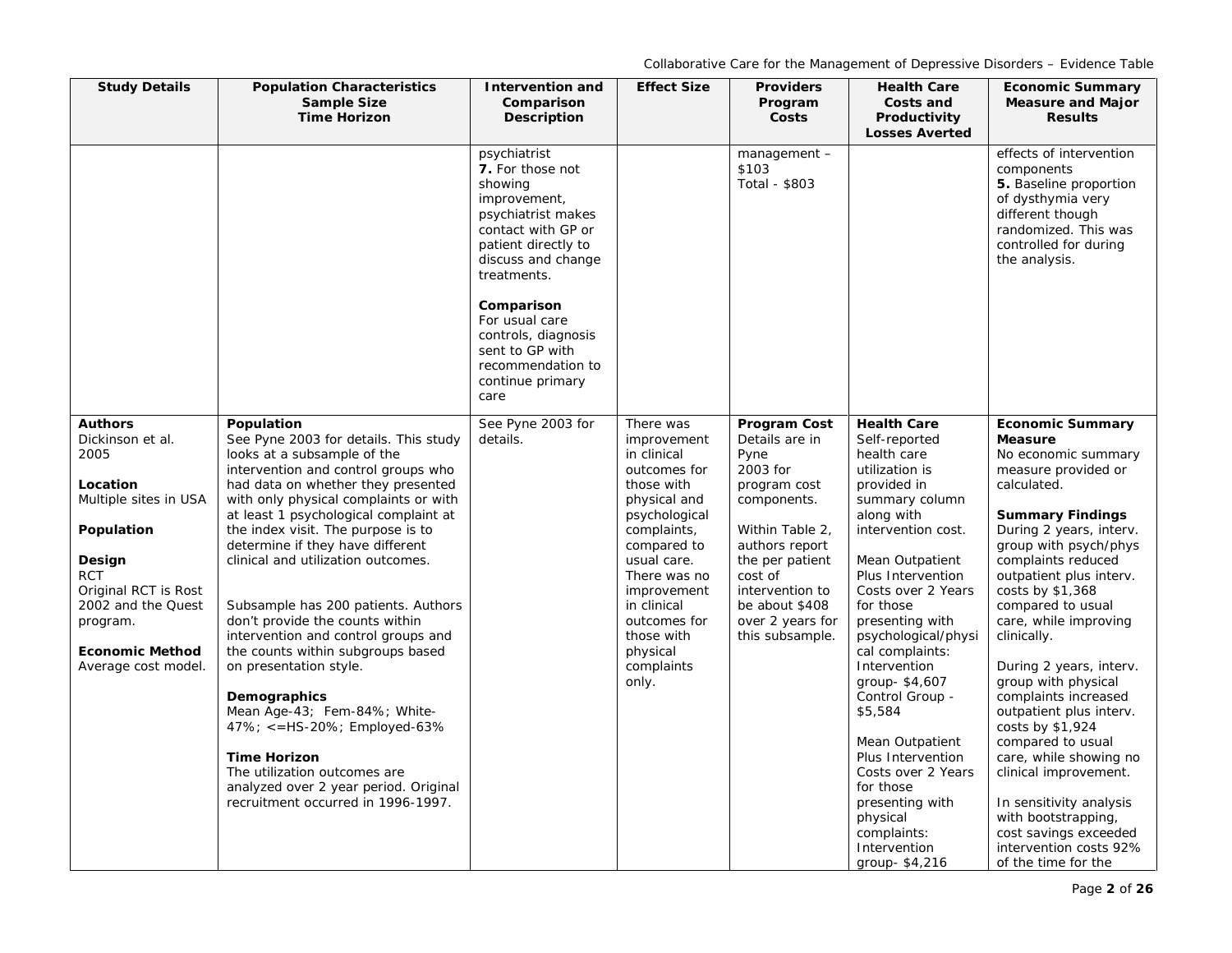| Study Details | Population Characteristics Sample Size Time Horizon | Intervention and Comparison Description | Effect Size | Providers Program Costs | Health Care Costs and Productivity Losses Averted | Economic Summary Measure and Major Results |
|---|---|---|---|---|---|---|
| | | psychiatrist<br>**7.** For those not showing improvement, psychiatrist makes contact with GP or patient directly to discuss and change treatments.<br><br>**Comparison**<br>For usual care controls, diagnosis sent to GP with recommendation to continue primary care | | management – $103<br>Total - $803 | | effects of intervention components<br>**5.** Baseline proportion of dysthymia very different though randomized. This was controlled for during the analysis. |
| **Authors**<br>Dickinson et al. 2005<br><br>**Location**<br>Multiple sites in USA<br><br>**Population**<br><br>**Design**<br>RCT<br>Original RCT is Rost 2002 and the Quest program.<br><br>**Economic Method**<br>Average cost model. | **Population**<br>See Pyne 2003 for details. This study looks at a subsample of the intervention and control groups who had data on whether they presented with only physical complaints or with at least 1 psychological complaint at the index visit. The purpose is to determine if they have different clinical and utilization outcomes.<br><br>Subsample has 200 patients. Authors don't provide the counts within intervention and control groups and the counts within subgroups based on presentation style.<br><br>**Demographics**<br>Mean Age-43; Fem-84%; White-47%; <=HS-20%; Employed-63%<br><br>**Time Horizon**<br>The utilization outcomes are analyzed over 2 year period. Original recruitment occurred in 1996-1997. | See Pyne 2003 for details. | There was improvement in clinical outcomes for those with physical and psychological complaints, compared to usual care. There was no improvement in clinical outcomes for those with physical complaints only. | **Program Cost**<br>Details are in Pyne 2003 for program cost components.<br><br>Within Table 2, authors report the per patient cost of intervention to be about $408 over 2 years for this subsample. | **Health Care**<br>Self-reported health care utilization is provided in summary column along with intervention cost.<br><br>Mean Outpatient Plus Intervention Costs over 2 Years for those presenting with psychological/physical complaints:<br>Intervention group- $4,607<br>Control Group - $5,584<br><br>Mean Outpatient Plus Intervention Costs over 2 Years for those presenting with physical complaints:<br>Intervention group- $4,216 | **Economic Summary Measure**<br>No economic summary measure provided or calculated.<br><br>**Summary Findings**<br>During 2 years, interv. group with psych/phys complaints reduced outpatient plus interv. costs by $1,368 compared to usual care, while improving clinically.<br><br>During 2 years, interv. group with physical complaints increased outpatient plus interv. costs by $1,924 compared to usual care, while showing no clinical improvement.<br><br>In sensitivity analysis with bootstrapping, cost savings exceeded intervention costs 92% of the time for the |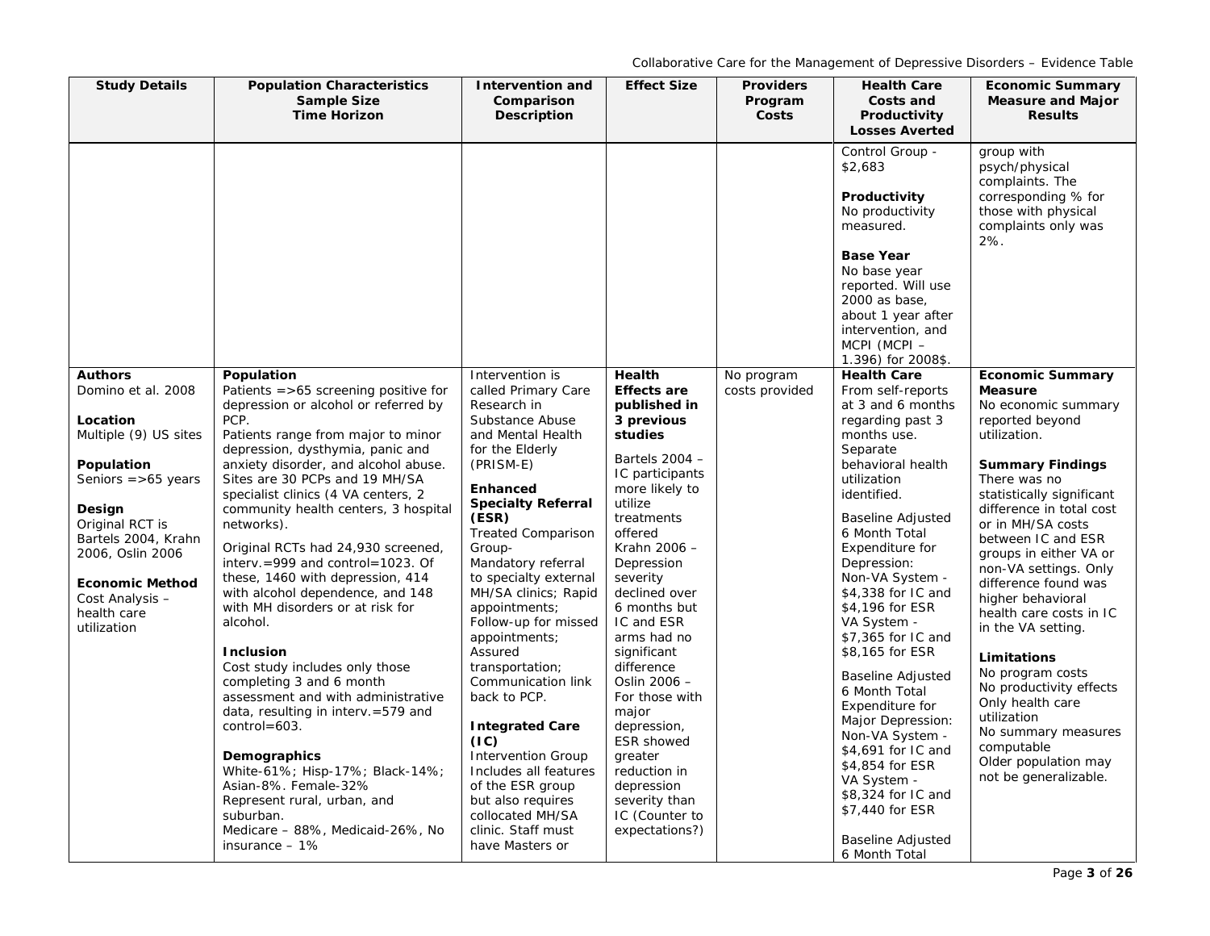| Study Details | Population Characteristics<br>Sample Size<br>Time Horizon | Intervention and Comparison Description | Effect Size | Providers Program Costs | Health Care Costs and Productivity Losses Averted | Economic Summary Measure and Major Results |
|---|---|---|---|---|---|---|
| | | | | | Control Group - $2,683<br><br>**Productivity**<br>No productivity measured.<br><br>**Base Year**<br>No base year reported. Will use 2000 as base, about 1 year after intervention, and MCPI (MCPI – 1.396) for 2008$. | group with psych/physical complaints. The corresponding % for those with physical complaints only was 2%. |
| **Authors**<br>Domino et al. 2008<br><br>**Location**<br>Multiple (9) US sites<br><br>**Population**<br>Seniors =>65 years<br><br>**Design**<br>Original RCT is Bartels 2004, Krahn 2006, Oslin 2006<br><br>**Economic Method**<br>Cost Analysis – health care utilization | **Population**<br>Patients =>65 screening positive for depression or alcohol or referred by PCP.<br>Patients range from major to minor depression, dysthymia, panic and anxiety disorder, and alcohol abuse. Sites are 30 PCPs and 19 MH/SA specialist clinics (4 VA centers, 2 community health centers, 3 hospital networks).<br><br>Original RCTs had 24,930 screened, interv.=999 and control=1023. Of these, 1460 with depression, 414 with alcohol dependence, and 148 with MH disorders or at risk for alcohol.<br><br>**Inclusion**<br>Cost study includes only those completing 3 and 6 month assessment and with administrative data, resulting in interv.=579 and control=603.<br><br>**Demographics**<br>White-61%; Hisp-17%; Black-14%; Asian-8%. Female-32%<br>Represent rural, urban, and suburban.<br>Medicare – 88%, Medicaid-26%, No insurance – 1% | Intervention is called Primary Care Research in Substance Abuse and Mental Health for the Elderly (PRISM-E)<br><br>**Enhanced Specialty Referral (ESR)**<br>Treated Comparison Group-<br>Mandatory referral to specialty external MH/SA clinics; Rapid appointments; Follow-up for missed appointments; Assured transportation; Communication link back to PCP.<br><br>**Integrated Care (IC)**<br>Intervention Group Includes all features of the ESR group but also requires collocated MH/SA clinic. Staff must have Masters or | **Health Effects are published in 3 previous studies**<br><br>Bartels 2004 – IC participants more likely to utilize treatments offered<br>Krahn 2006 – Depression severity declined over 6 months but IC and ESR arms had no significant difference<br>Oslin 2006 – For those with major depression, ESR showed greater reduction in depression severity than IC (Counter to expectations?) | No program costs provided | **Health Care**<br>From self-reports at 3 and 6 months regarding past 3 months use. Separate behavioral health utilization identified.<br><br>Baseline Adjusted 6 Month Total Expenditure for Depression:<br>Non-VA System - $4,338 for IC and $4,196 for ESR<br>VA System - $7,365 for IC and $8,165 for ESR<br><br>Baseline Adjusted 6 Month Total Expenditure for Major Depression:<br>Non-VA System - $4,691 for IC and $4,854 for ESR<br>VA System - $8,324 for IC and $7,440 for ESR<br><br>Baseline Adjusted 6 Month Total | **Economic Summary Measure**<br>No economic summary reported beyond utilization.<br><br>**Summary Findings**<br>There was no statistically significant difference in total cost or in MH/SA costs between IC and ESR groups in either VA or non-VA settings. Only difference found was higher behavioral health care costs in IC in the VA setting.<br><br>**Limitations**<br>No program costs<br>No productivity effects<br>Only health care utilization<br>No summary measures computable<br>Older population may not be generalizable. |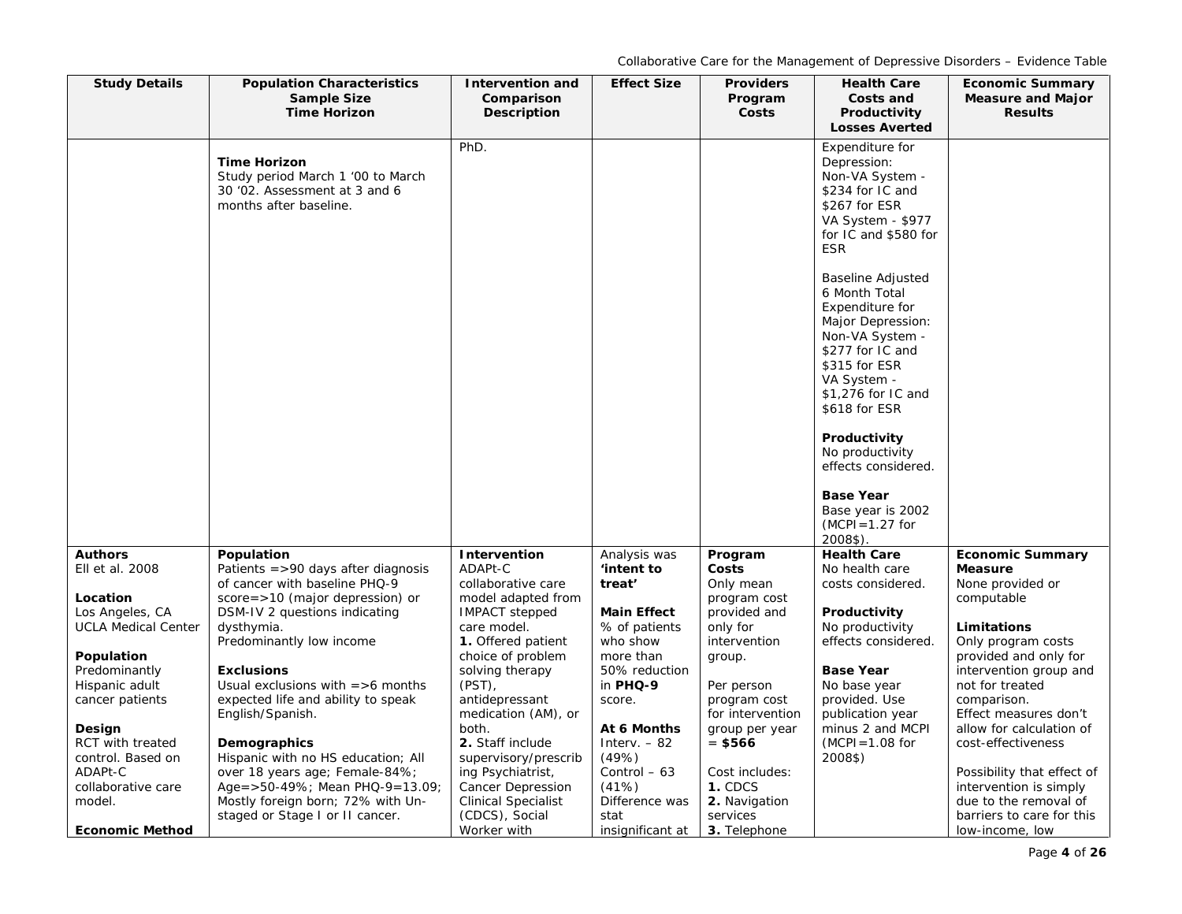| Study Details | Population Characteristics<br>Sample Size<br>Time Horizon | Intervention and Comparison Description | Effect Size | Providers Program Costs | Health Care Costs and Productivity Losses Averted | Economic Summary Measure and Major Results |
|---|---|---|---|---|---|---|
| | **Time Horizon**<br>Study period March 1 '00 to March 30 '02. Assessment at 3 and 6 months after baseline. | PhD. | | | Expenditure for Depression:<br>Non-VA System - $234 for IC and $267 for ESR<br>VA System - $977 for IC and $580 for ESR<br><br>Baseline Adjusted 6 Month Total Expenditure for Major Depression:<br>Non-VA System - $277 for IC and $315 for ESR<br>VA System - $1,276 for IC and $618 for ESR<br><br>**Productivity**<br>No productivity effects considered.<br><br>**Base Year**<br>Base year is 2002 (MCPI=1.27 for 2008$). | |
| **Authors**<br>Ell et al. 2008<br><br>**Location**<br>Los Angeles, CA<br>UCLA Medical Center<br><br>**Population**<br>Predominantly Hispanic adult cancer patients<br><br>**Design**<br>RCT with treated control. Based on ADAPt-C collaborative care model.<br><br>**Economic Method** | **Population**<br>Patients =>90 days after diagnosis of cancer with baseline PHQ-9 score=>10 (major depression) or DSM-IV 2 questions indicating dysthymia.<br>Predominantly low income<br><br>**Exclusions**<br>Usual exclusions with =>6 months expected life and ability to speak English/Spanish.<br><br>**Demographics**<br>Hispanic with no HS education; All over 18 years age; Female-84%; Age=>50-49%; Mean PHQ-9=13.09; Mostly foreign born; 72% with Un-staged or Stage I or II cancer. | **Intervention**<br>ADAPt-C collaborative care model adapted from IMPACT stepped care model.<br>**1.** Offered patient choice of problem solving therapy (PST), antidepressant medication (AM), or both.<br>**2.** Staff include supervisory/prescribing Psychiatrist, Cancer Depression Clinical Specialist (CDCS), Social Worker with | Analysis was **'intent to treat'**<br><br>**Main Effect**<br>% of patients who show more than 50% reduction in **PHQ-9** score.<br><br>**At 6 Months**<br>Interv. – 82 (49%)<br>Control – 63 (41%)<br>Difference was stat insignificant at | **Program Costs**<br>Only mean program cost provided and only for intervention group.<br><br>Per person program cost for intervention group per year = **$566**<br><br>Cost includes:<br>**1.** CDCS<br>**2.** Navigation services<br>**3.** Telephone | **Health Care**<br>No health care costs considered.<br><br>**Productivity**<br>No productivity effects considered.<br><br>**Base Year**<br>No base year provided. Use publication year minus 2 and MCPI (MCPI=1.08 for 2008$) | **Economic Summary Measure**<br>None provided or computable<br><br>**Limitations**<br>Only program costs provided and only for intervention group and not for treated comparison.<br>Effect measures don't allow for calculation of cost-effectiveness<br><br>Possibility that effect of intervention is simply due to the removal of barriers to care for this low-income, low |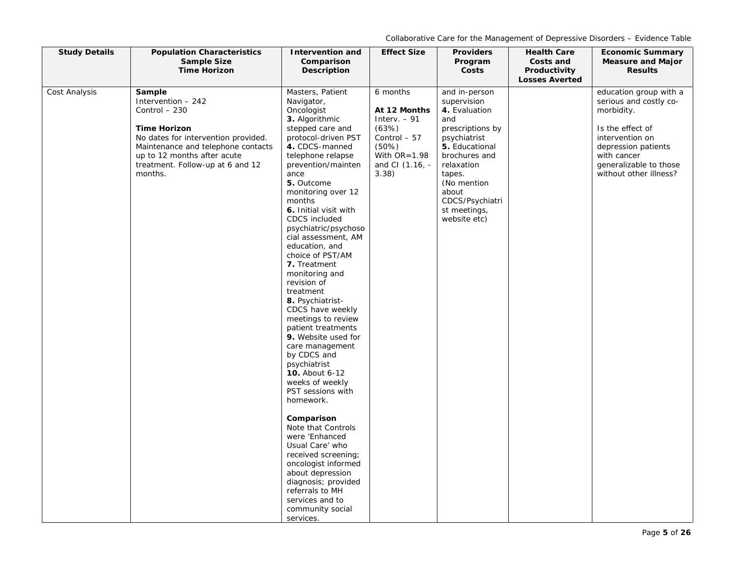| Study Details | Population Characteristics Sample Size Time Horizon | Intervention and Comparison Description | Effect Size | Providers Program Costs | Health Care Costs and Productivity Losses Averted | Economic Summary Measure and Major Results |
|---|---|---|---|---|---|---|
| Cost Analysis | **Sample**<br>Intervention – 242<br>Control – 230<br><br>**Time Horizon**<br>No dates for intervention provided. Maintenance and telephone contacts up to 12 months after acute treatment. Follow-up at 6 and 12 months. | Masters, Patient Navigator, Oncologist<br>**3.** Algorithmic stepped care and protocol-driven PST<br>**4.** CDCS-manned telephone relapse prevention/maintenance<br>**5.** Outcome monitoring over 12 months<br>**6.** Initial visit with CDCS included psychiatric/psychosocial assessment, AM education, and choice of PST/AM<br>**7.** Treatment monitoring and revision of treatment<br>**8.** Psychiatrist-CDCS have weekly meetings to review patient treatments<br>**9.** Website used for care management by CDCS and psychiatrist<br>**10.** About 6-12 weeks of weekly PST sessions with homework.<br><br>**Comparison**<br>Note that Controls were 'Enhanced Usual Care' who received screening; oncologist informed about depression diagnosis; provided referrals to MH services and to community social services. | 6 months<br><br>**At 12 Months**<br>Interv. – 91 (63%)<br>Control – 57 (50%)<br>With OR=1.98 and CI (1.16, -3.38) | and in-person supervision<br>**4.** Evaluation and prescriptions by psychiatrist<br>**5.** Educational brochures and relaxation tapes.<br>(No mention about CDCS/Psychiatrist meetings, website etc) | | education group with a serious and costly co-morbidity.<br><br>Is the effect of intervention on depression patients with cancer generalizable to those without other illness? |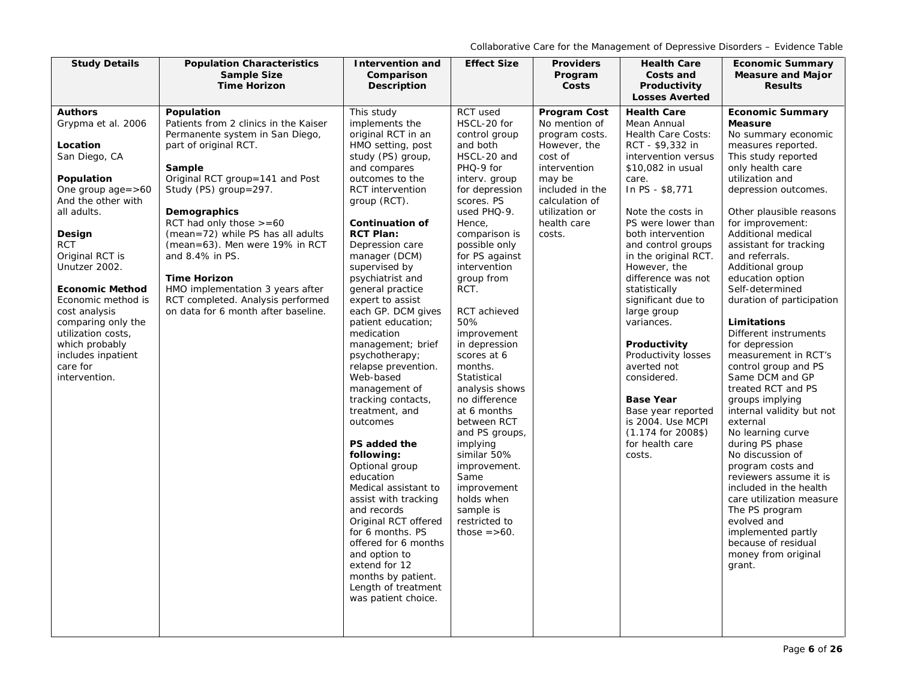| Study Details | Population Characteristics Sample Size Time Horizon | Intervention and Comparison Description | Effect Size | Providers Program Costs | Health Care Costs and Productivity Losses Averted | Economic Summary Measure and Major Results |
|---|---|---|---|---|---|---|
| **Authors**<br>Grypma et al. 2006<br><br>**Location**<br>San Diego, CA<br><br>**Population**<br>One group age=>60 And the other with all adults.<br><br>**Design**<br>RCT<br>Original RCT is Unutzer 2002.<br><br>**Economic Method**<br>Economic method is cost analysis comparing only the utilization costs, which probably includes inpatient care for intervention. | **Population**<br>Patients from 2 clinics in the Kaiser Permanente system in San Diego, part of original RCT.<br><br>**Sample**<br>Original RCT group=141 and Post Study (PS) group=297.<br><br>**Demographics**<br>RCT had only those >=60 (mean=72) while PS has all adults (mean=63). Men were 19% in RCT and 8.4% in PS.<br><br>**Time Horizon**<br>HMO implementation 3 years after RCT completed. Analysis performed on data for 6 month after baseline. | This study implements the original RCT in an HMO setting, post study (PS) group, and compares outcomes to the RCT intervention group (RCT).<br><br>**Continuation of RCT Plan:**<br>Depression care manager (DCM) supervised by psychiatrist and general practice expert to assist each GP. DCM gives patient education; medication management; brief psychotherapy; relapse prevention. Web-based management of tracking contacts, treatment, and outcomes<br><br>**PS added the following:**<br>Optional group education<br>Medical assistant to assist with tracking and records<br>Original RCT offered for 6 months. PS offered for 6 months and option to extend for 12 months by patient. Length of treatment was patient choice. | RCT used HSCL-20 for control group and both HSCL-20 and PHQ-9 for interv. group for depression scores. PS used PHQ-9. Hence, comparison is possible only for PS against intervention group from RCT.<br><br>RCT achieved 50% improvement in depression scores at 6 months. Statistical analysis shows no difference at 6 months between RCT and PS groups, implying similar 50% improvement. Same improvement holds when sample is restricted to those =>60. | **Program Cost**<br>No mention of program costs. However, the cost of intervention may be included in the calculation of utilization or health care costs. | **Health Care**<br>Mean Annual Health Care Costs: RCT - $9,332 in intervention versus $10,082 in usual care.<br>In PS - $8,771<br><br>Note the costs in PS were lower than both intervention and control groups in the original RCT. However, the difference was not statistically significant due to large group variances.<br><br>**Productivity**<br>Productivity losses averted not considered.<br><br>**Base Year**<br>Base year reported is 2004. Use MCPI (1.174 for 2008$) for health care costs. | **Economic Summary Measure**<br>No summary economic measures reported. This study reported only health care utilization and depression outcomes.<br><br>Other plausible reasons for improvement:<br>Additional medical assistant for tracking and referrals.<br>Additional group education option<br>Self-determined duration of participation<br><br>**Limitations**<br>Different instruments for depression measurement in RCT's control group and PS<br>Same DCM and GP treated RCT and PS groups implying internal validity but not external<br>No learning curve during PS phase<br>No discussion of program costs and reviewers assume it is included in the health care utilization measure<br>The PS program evolved and implemented partly because of residual money from original grant. |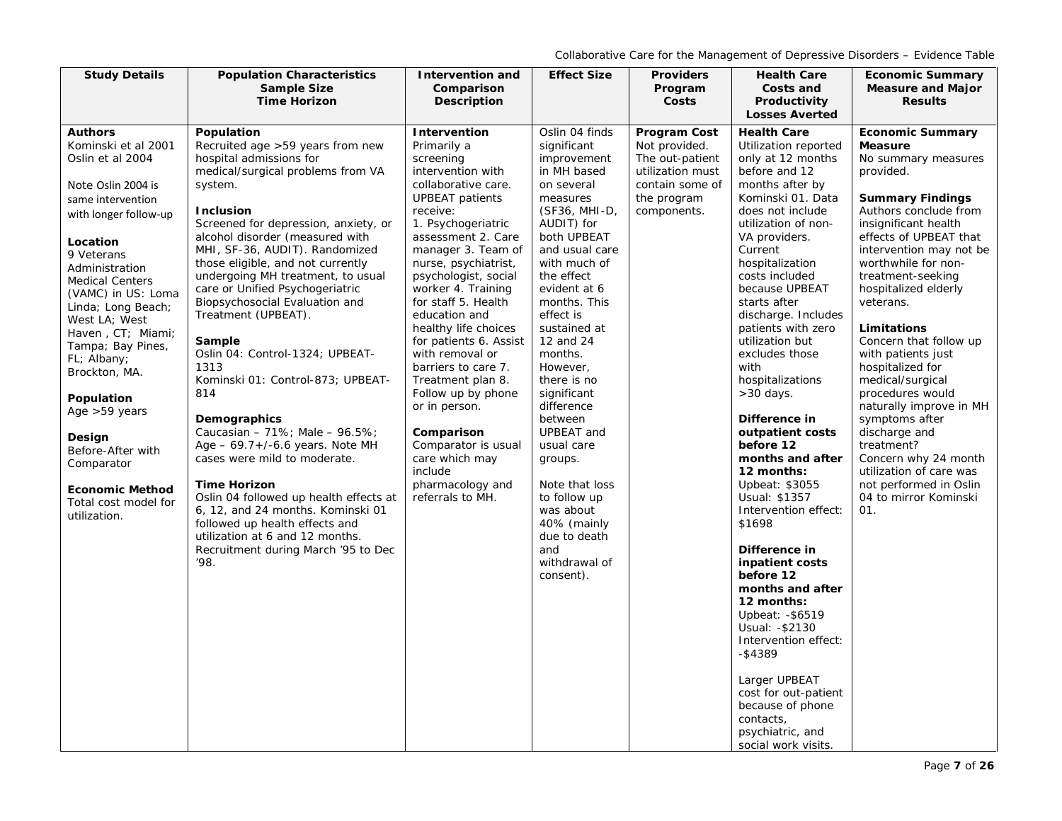| Study Details | Population Characteristics<br>Sample Size<br>Time Horizon | Intervention and Comparison Description | Effect Size | Providers Program Costs | Health Care Costs and Productivity Losses Averted | Economic Summary Measure and Major Results |
|---|---|---|---|---|---|---|
| **Authors**<br>Kominski et al 2001<br>Oslin et al 2004<br><br>Note Oslin 2004 is same intervention with longer follow-up<br><br>**Location**<br>9 Veterans Administration Medical Centers (VAMC) in US: Loma Linda; Long Beach; West LA; West Haven , CT; Miami; Tampa; Bay Pines, FL; Albany; Brockton, MA.<br><br>**Population**<br>Age >59 years<br><br>**Design**<br>Before-After with Comparator<br><br>**Economic Method**<br>Total cost model for utilization. | **Population**<br>Recruited age >59 years from new hospital admissions for medical/surgical problems from VA system.<br><br>**Inclusion**<br>Screened for depression, anxiety, or alcohol disorder (measured with MHI, SF-36, AUDIT). Randomized those eligible, and not currently undergoing MH treatment, to usual care or Unified Psychogeriatric Biopsychosocial Evaluation and Treatment (UPBEAT).<br><br>**Sample**<br>Oslin 04: Control-1324; UPBEAT-1313<br>Kominski 01: Control-873; UPBEAT-814<br><br>**Demographics**<br>Caucasian – 71%; Male – 96.5%; Age – 69.7+/-6.6 years. Note MH cases were mild to moderate.<br><br>**Time Horizon**<br>Oslin 04 followed up health effects at 6, 12, and 24 months. Kominski 01 followed up health effects and utilization at 6 and 12 months.<br>Recruitment during March '95 to Dec '98. | **Intervention**<br>Primarily a screening intervention with collaborative care. UPBEAT patients receive:<br>1. Psychogeriatric assessment 2. Care manager 3. Team of nurse, psychiatrist, psychologist, social worker 4. Training for staff 5. Health education and healthy life choices for patients 6. Assist with removal or barriers to care 7. Treatment plan 8. Follow up by phone or in person.<br><br>**Comparison**<br>Comparator is usual care which may include pharmacology and referrals to MH. | Oslin 04 finds significant improvement in MH based on several measures (SF36, MHI-D, AUDIT) for both UPBEAT and usual care with much of the effect evident at 6 months. This effect is sustained at 12 and 24 months. However, there is no significant difference between UPBEAT and usual care groups.<br><br>Note that loss to follow up was about 40% (mainly due to death and withdrawal of consent). | **Program Cost**<br>Not provided. The out-patient utilization must contain some of the program components. | **Health Care**<br>Utilization reported only at 12 months before and 12 months after by Kominski 01. Data does not include utilization of non-VA providers. Current hospitalization costs included because UPBEAT starts after discharge. Includes patients with zero utilization but excludes those with hospitalizations >30 days.<br><br>**Difference in outpatient costs before 12 months and after 12 months:**<br>Upbeat: $3055<br>Usual: $1357<br>Intervention effect: $1698<br><br>**Difference in inpatient costs before 12 months and after 12 months:**<br>Upbeat: -$6519<br>Usual: -$2130<br>Intervention effect: -$4389<br><br>Larger UPBEAT cost for out-patient because of phone contacts, psychiatric, and social work visits. | **Economic Summary Measure**<br>No summary measures provided.<br><br>**Summary Findings**<br>Authors conclude from insignificant health effects of UPBEAT that intervention may not be worthwhile for non-treatment-seeking hospitalized elderly veterans.<br><br>**Limitations**<br>Concern that follow up with patients just hospitalized for medical/surgical procedures would naturally improve in MH symptoms after discharge and treatment?<br>Concern why 24 month utilization of care was not performed in Oslin 04 to mirror Kominski 01. |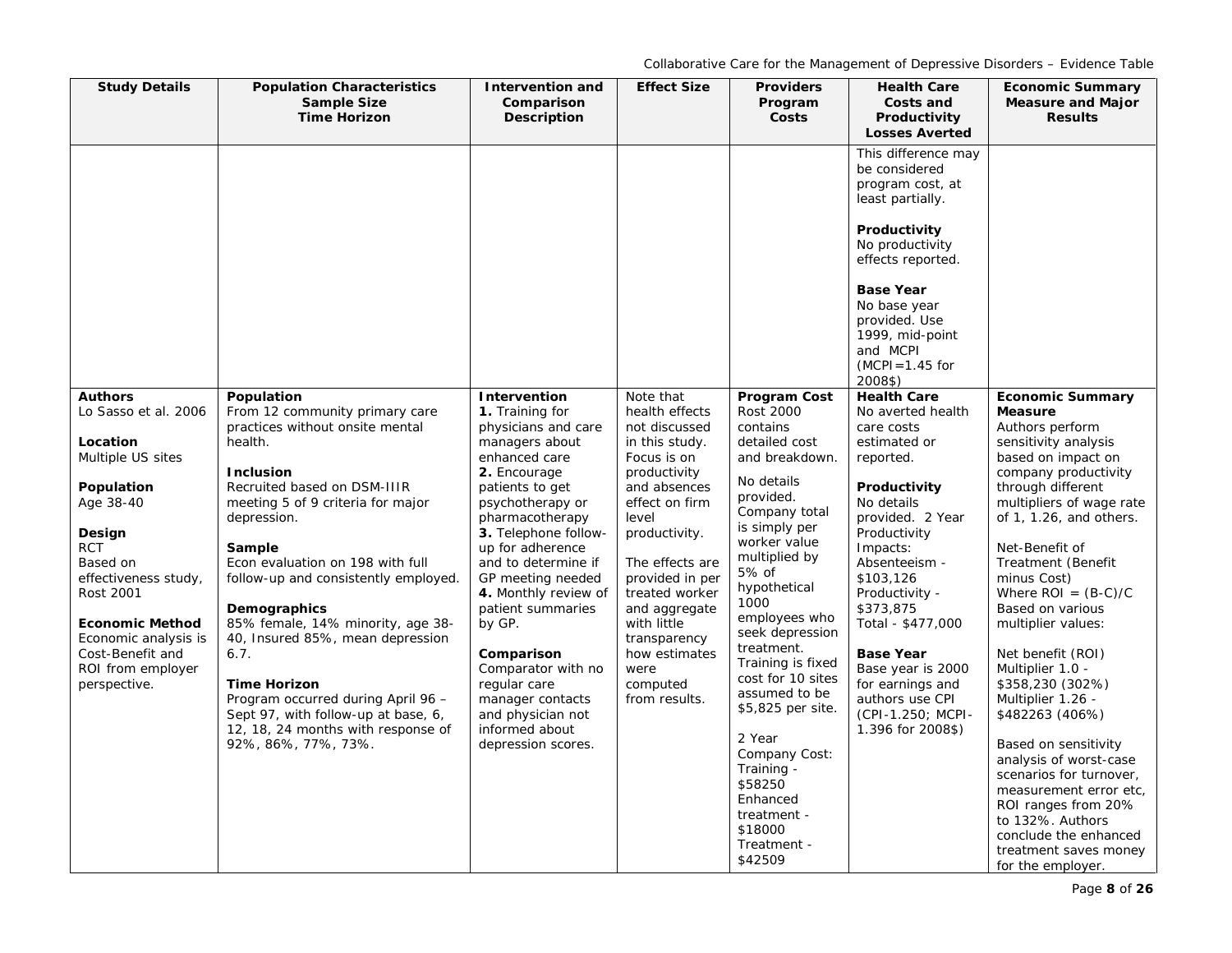| Study Details | Population Characteristics Sample Size Time Horizon | Intervention and Comparison Description | Effect Size | Providers Program Costs | Health Care Costs and Productivity Losses Averted | Economic Summary Measure and Major Results |
|---|---|---|---|---|---|---|
| | | | | | This difference may be considered program cost, at least partially.<br><br>**Productivity**<br>No productivity effects reported.<br><br>**Base Year**<br>No base year provided. Use 1999, mid-point and MCPI (MCPI=1.45 for 2008$) | |
| **Authors**<br>Lo Sasso et al. 2006<br><br>**Location**<br>Multiple US sites<br><br>**Population**<br>Age 38-40<br><br>**Design**<br>RCT<br>Based on effectiveness study, Rost 2001<br><br>**Economic Method**<br>Economic analysis is Cost-Benefit and ROI from employer perspective. | **Population**<br>From 12 community primary care practices without onsite mental health.<br><br>**Inclusion**<br>Recruited based on DSM-IIIR meeting 5 of 9 criteria for major depression.<br><br>**Sample**<br>Econ evaluation on 198 with full follow-up and consistently employed.<br><br>**Demographics**<br>85% female, 14% minority, age 38-40, Insured 85%, mean depression 6.7.<br><br>**Time Horizon**<br>Program occurred during April 96 – Sept 97, with follow-up at base, 6, 12, 18, 24 months with response of 92%, 86%, 77%, 73%. | **Intervention**<br>**1.** Training for physicians and care managers about enhanced care<br>**2.** Encourage patients to get psychotherapy or pharmacotherapy<br>**3.** Telephone follow-up for adherence and to determine if GP meeting needed<br>**4.** Monthly review of patient summaries by GP.<br><br>**Comparison**<br>Comparator with no regular care manager contacts and physician not informed about depression scores. | Note that health effects not discussed in this study. Focus is on productivity and absences effect on firm level productivity.<br><br>The effects are provided in per treated worker and aggregate with little transparency how estimates were computed from results. | **Program Cost**<br>Rost 2000 contains detailed cost and breakdown.<br><br>No details provided. Company total is simply per worker value multiplied by 5% of hypothetical 1000 employees who seek depression treatment. Training is fixed cost for 10 sites assumed to be $5,825 per site.<br><br>2 Year Company Cost:<br>Training - $58250<br>Enhanced treatment - $18000<br>Treatment - $42509 | **Health Care**<br>No averted health care costs estimated or reported.<br><br>**Productivity**<br>No details provided. 2 Year Productivity Impacts:<br>Absenteeism - $103,126<br>Productivity - $373,875<br>Total - $477,000<br><br>**Base Year**<br>Base year is 2000 for earnings and authors use CPI (CPI-1.250; MCPI-1.396 for 2008$) | **Economic Summary Measure**<br>Authors perform sensitivity analysis based on impact on company productivity through different multipliers of wage rate of 1, 1.26, and others.<br><br>Net-Benefit of Treatment (Benefit minus Cost)<br>Where ROI = (B-C)/C<br>Based on various multiplier values:<br><br>Net benefit (ROI)<br>Multiplier 1.0 - $358,230 (302%)<br>Multiplier 1.26 - $482263 (406%)<br><br>Based on sensitivity analysis of worst-case scenarios for turnover, measurement error etc, ROI ranges from 20% to 132%. Authors conclude the enhanced treatment saves money for the employer. |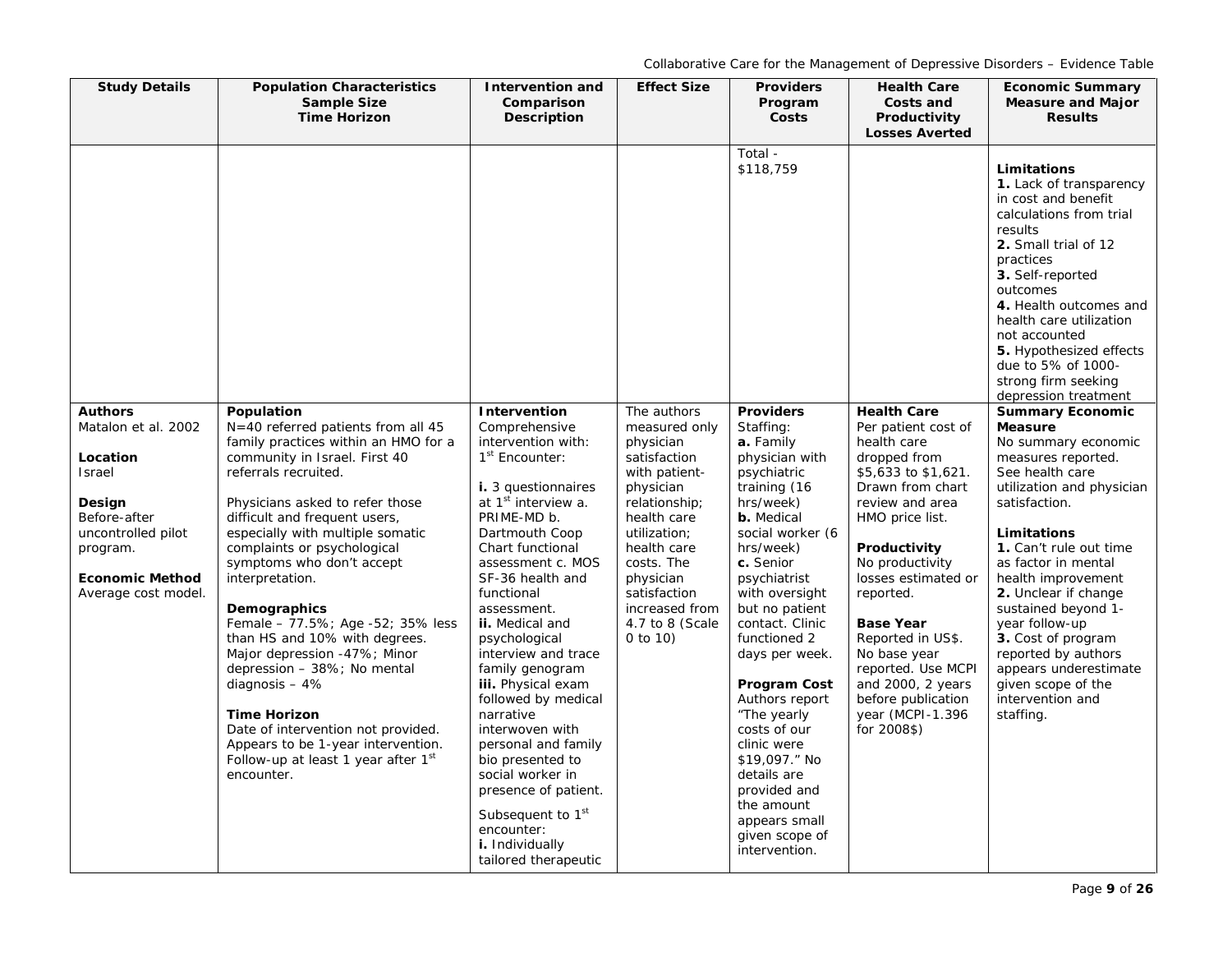| Study Details | Population Characteristics Sample Size Time Horizon | Intervention and Comparison Description | Effect Size | Providers Program Costs | Health Care Costs and Productivity Losses Averted | Economic Summary Measure and Major Results |
|---|---|---|---|---|---|---|
| | | | | Total - $118,759 | | **Limitations**<br>**1.** Lack of transparency in cost and benefit calculations from trial results<br>**2.** Small trial of 12 practices<br>**3.** Self-reported outcomes<br>**4.** Health outcomes and health care utilization not accounted<br>**5.** Hypothesized effects due to 5% of 1000-strong firm seeking depression treatment |
| **Authors**<br>Matalon et al. 2002<br><br>**Location**<br>Israel<br><br>**Design**<br>Before-after uncontrolled pilot program.<br><br>**Economic Method**<br>Average cost model. | **Population**<br>N=40 referred patients from all 45 family practices within an HMO for a community in Israel. First 40 referrals recruited.<br><br>Physicians asked to refer those difficult and frequent users, especially with multiple somatic complaints or psychological symptoms who don't accept interpretation.<br><br>**Demographics**<br>Female – 77.5%; Age -52; 35% less than HS and 10% with degrees. Major depression -47%; Minor depression – 38%; No mental diagnosis – 4%<br><br>**Time Horizon**<br>Date of intervention not provided. Appears to be 1-year intervention. Follow-up at least 1 year after 1st encounter. | **Intervention**<br>Comprehensive intervention with:<br>1st Encounter:<br><br>**i.** 3 questionnaires at 1st interview a. PRIME-MD b. Dartmouth Coop Chart functional assessment c. MOS SF-36 health and functional assessment.<br>**ii.** Medical and psychological interview and trace family genogram<br>**iii.** Physical exam followed by medical narrative interwoven with personal and family bio presented to social worker in presence of patient.<br><br>Subsequent to 1st encounter:<br>**i.** Individually tailored therapeutic | The authors measured only physician satisfaction with patient-physician relationship; health care utilization; health care costs. The physician satisfaction increased from 4.7 to 8 (Scale 0 to 10) | **Providers**<br>Staffing:<br>**a.** Family physician with psychiatric training (16 hrs/week)<br>**b.** Medical social worker (6 hrs/week)<br>**c.** Senior psychiatrist with oversight but no patient contact. Clinic functioned 2 days per week.<br><br>**Program Cost**<br>Authors report "The yearly costs of our clinic were $19,097." No details are provided and the amount appears small given scope of intervention. | **Health Care**<br>Per patient cost of health care dropped from $5,633 to $1,621. Drawn from chart review and area HMO price list.<br><br>**Productivity**<br>No productivity losses estimated or reported.<br><br>**Base Year**<br>Reported in US$. No base year reported. Use MCPI and 2000, 2 years before publication year (MCPI-1.396 for 2008$) | **Summary Economic Measure**<br>No summary economic measures reported. See health care utilization and physician satisfaction.<br><br>**Limitations**<br>**1.** Can't rule out time as factor in mental health improvement<br>**2.** Unclear if change sustained beyond 1-year follow-up<br>**3.** Cost of program reported by authors appears underestimate given scope of the intervention and staffing. |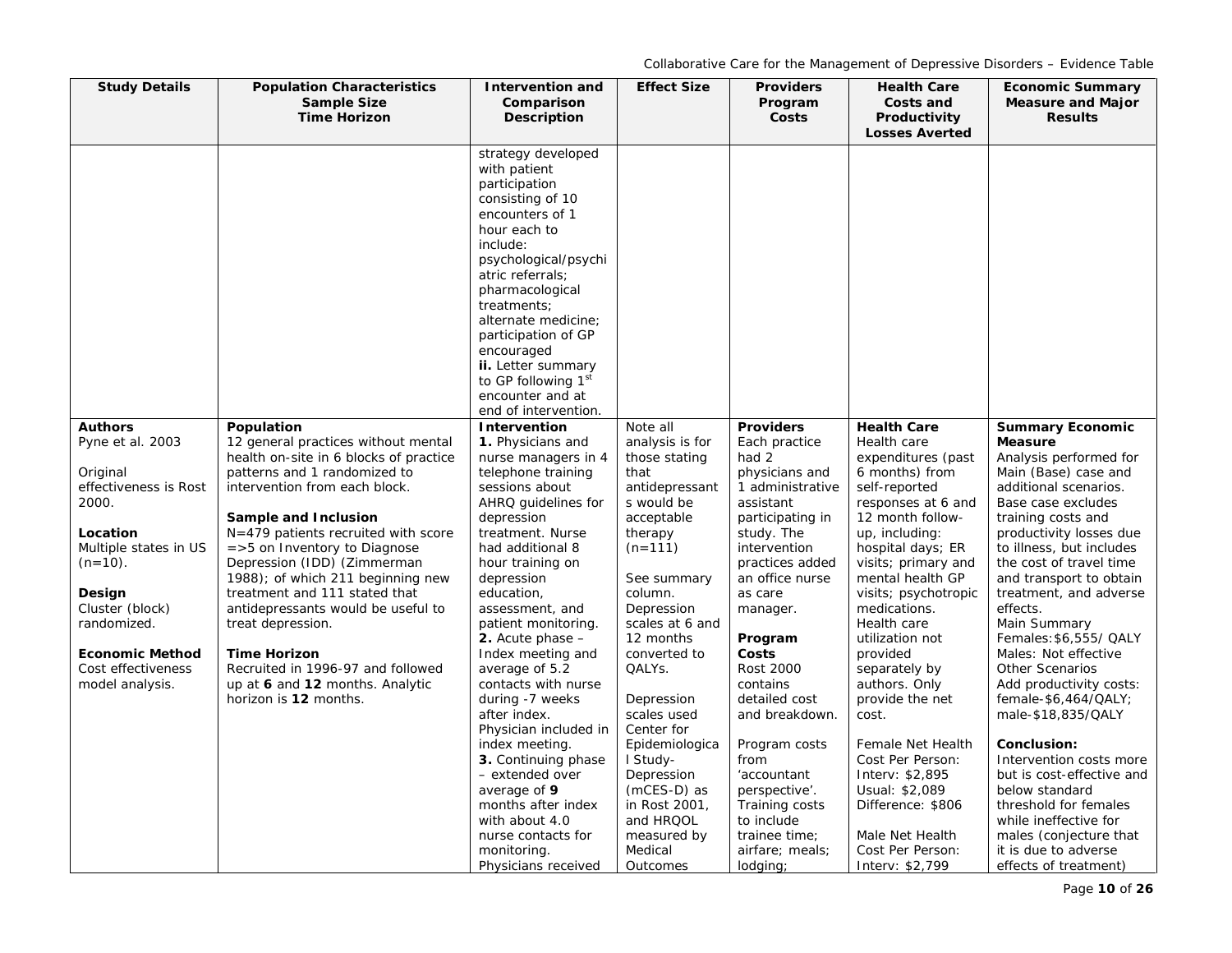| Study Details | Population Characteristics Sample Size Time Horizon | Intervention and Comparison Description | Effect Size | Providers Program Costs | Health Care Costs and Productivity Losses Averted | Economic Summary Measure and Major Results |
|---|---|---|---|---|---|---|
| | | strategy developed with patient participation consisting of 10 encounters of 1 hour each to include: psychological/psychiatric referrals; pharmacological treatments; alternate medicine; participation of GP encouraged<br>**ii.** Letter summary to GP following 1st encounter and at end of intervention. | | | | |
| **Authors**<br>Pyne et al. 2003<br><br>Original effectiveness is Rost 2000.<br><br>**Location**<br>Multiple states in US (n=10).<br><br>**Design**<br>Cluster (block) randomized.<br><br>**Economic Method**<br>Cost effectiveness model analysis. | **Population**<br>12 general practices without mental health on-site in 6 blocks of practice patterns and 1 randomized to intervention from each block.<br><br>**Sample and Inclusion**<br>N=479 patients recruited with score =>5 on Inventory to Diagnose Depression (IDD) (Zimmerman 1988); of which 211 beginning new treatment and 111 stated that antidepressants would be useful to treat depression.<br><br>**Time Horizon**<br>Recruited in 1996-97 and followed up at **6** and **12** months. Analytic horizon is **12** months. | **Intervention**<br>**1.** Physicians and nurse managers in 4 telephone training sessions about AHRQ guidelines for depression treatment. Nurse had additional 8 hour training on depression education, assessment, and patient monitoring.<br>**2.** Acute phase – Index meeting and average of 5.2 contacts with nurse during -7 weeks after index. Physician included in index meeting.<br>**3.** Continuing phase – extended over average of **9** months after index with about 4.0 nurse contacts for monitoring. Physicians received | Note all analysis is for those stating that antidepressants would be acceptable therapy (n=111)<br><br>See summary column. Depression scales at 6 and 12 months converted to QALYs.<br><br>Depression scales used Center for Epidemiological Study-Depression (mCES-D) as in Rost 2001, and HRQOL measured by Medical Outcomes | **Providers**<br>Each practice had 2 physicians and 1 administrative assistant participating in study. The intervention practices added an office nurse as care manager.<br><br>**Program Costs**<br>Rost 2000 contains detailed cost and breakdown.<br><br>Program costs from 'accountant perspective'. Training costs to include trainee time; airfare; meals; lodging; | **Health Care**<br>Health care expenditures (past 6 months) from self-reported responses at 6 and 12 month follow-up, including: hospital days; ER visits; primary and mental health GP visits; psychotropic medications. Health care utilization not provided separately by authors. Only provide the net cost.<br><br>Female Net Health Cost Per Person:<br>Interv: $2,895<br>Usual: $2,089<br>Difference: $806<br><br>Male Net Health Cost Per Person:<br>Interv: $2,799 | **Summary Economic Measure**<br>Analysis performed for Main (Base) case and additional scenarios. Base case excludes training costs and productivity losses due to illness, but includes the cost of travel time and transport to obtain treatment, and adverse effects.<br>Main Summary<br>Females: $6,555/ QALY<br>Males: Not effective<br>Other Scenarios<br>Add productivity costs: female-$6,464/QALY; male-$18,835/QALY<br><br>**Conclusion:**<br>Intervention costs more but is cost-effective and below standard threshold for females while ineffective for males (conjecture that it is due to adverse effects of treatment) |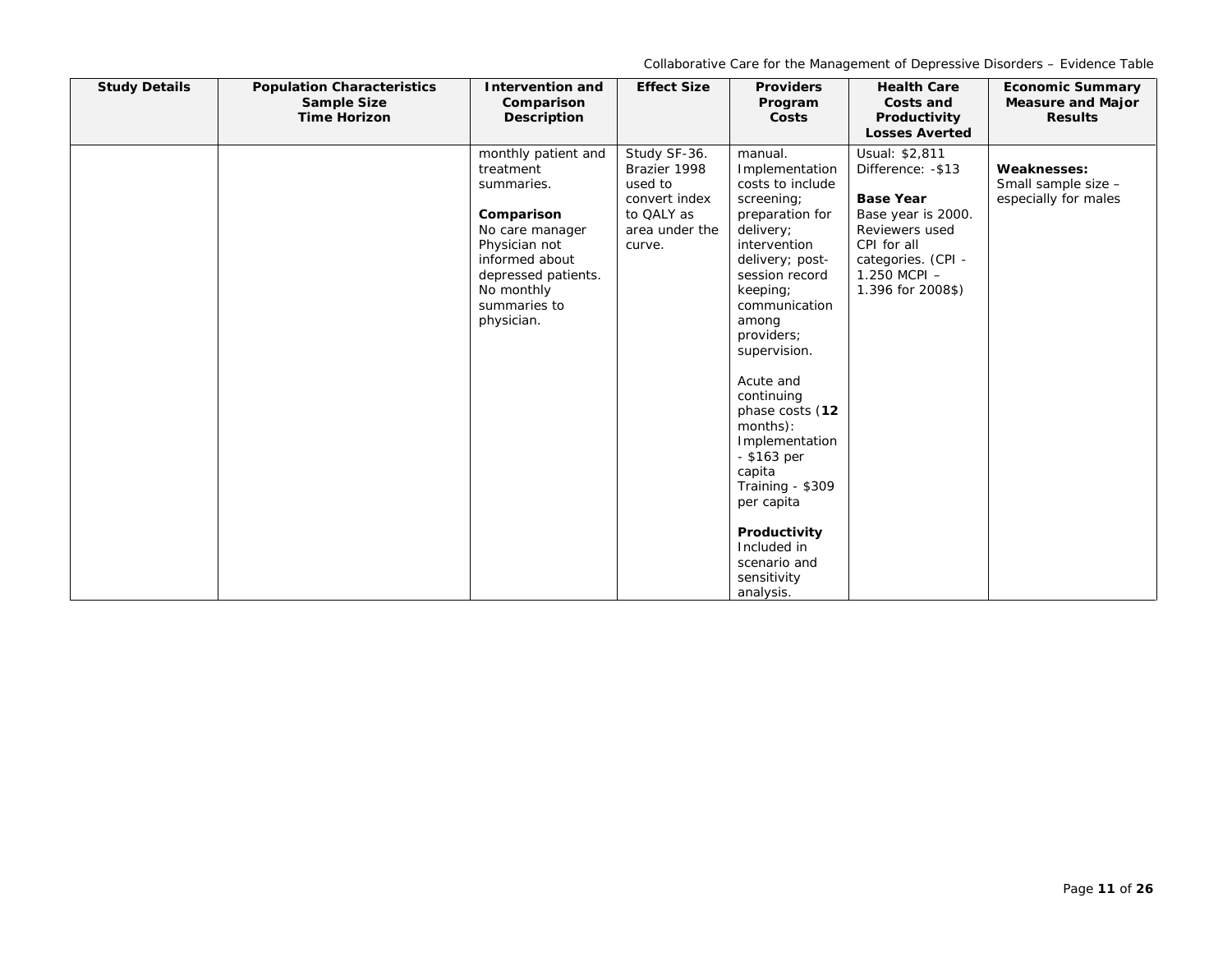| Study Details | Population Characteristics<br>Sample Size<br>Time Horizon | Intervention and Comparison Description | Effect Size | Providers Program Costs | Health Care Costs and Productivity Losses Averted | Economic Summary Measure and Major Results |
|---|---|---|---|---|---|---|
| | | monthly patient and treatment summaries.<br><br>**Comparison**<br>No care manager<br>Physician not informed about depressed patients.<br>No monthly summaries to physician. | Study SF-36. Brazier 1998 used to convert index to QALY as area under the curve. | manual. Implementation costs to include screening; preparation for delivery; intervention delivery; post-session record keeping; communication among providers; supervision.<br><br>Acute and continuing phase costs (**12** months):<br>Implementation - $163 per capita<br>Training - $309 per capita<br><br>**Productivity**<br>Included in scenario and sensitivity analysis. | Usual: $2,811<br>Difference: -$13<br><br>**Base Year**<br>Base year is 2000. Reviewers used CPI for all categories. (CPI - 1.250 MCPI – 1.396 for 2008$) | **Weaknesses:**<br>Small sample size – especially for males |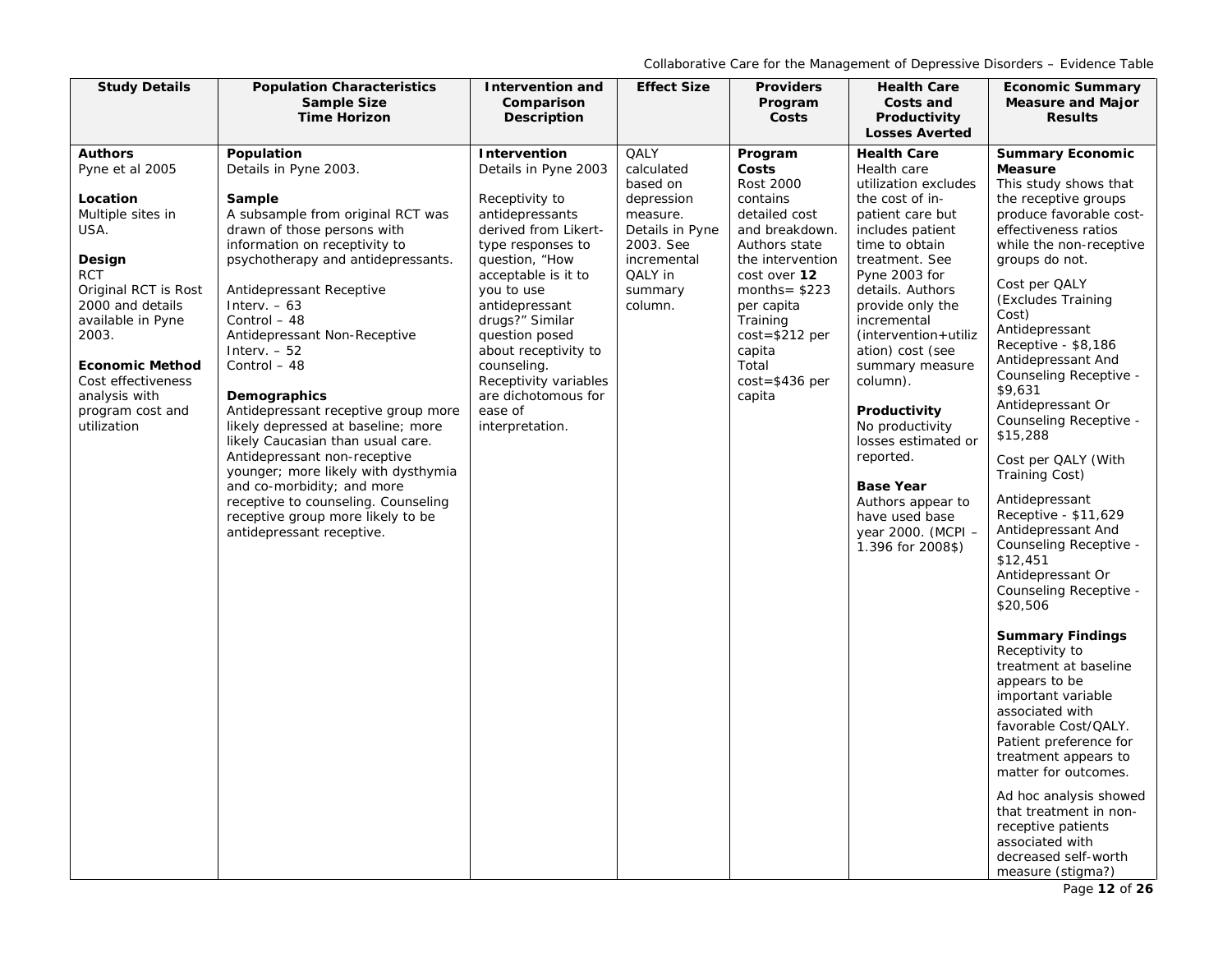| Study Details | Population Characteristics Sample Size Time Horizon | Intervention and Comparison Description | Effect Size | Providers Program Costs | Health Care Costs and Productivity Losses Averted | Economic Summary Measure and Major Results |
|---|---|---|---|---|---|---|
| **Authors**<br>Pyne et al 2005<br><br>**Location**<br>Multiple sites in USA.<br><br>**Design**<br>RCT<br>Original RCT is Rost 2000 and details available in Pyne 2003.<br><br>**Economic Method**<br>Cost effectiveness analysis with program cost and utilization | **Population**<br>Details in Pyne 2003.<br><br>**Sample**<br>A subsample from original RCT was drawn of those persons with information on receptivity to psychotherapy and antidepressants.<br><br>Antidepressant Receptive<br>Interv. – 63<br>Control – 48<br>Antidepressant Non-Receptive<br>Interv. – 52<br>Control – 48<br><br>**Demographics**<br>Antidepressant receptive group more likely depressed at baseline; more likely Caucasian than usual care. Antidepressant non-receptive younger; more likely with dysthymia and co-morbidity; and more receptive to counseling. Counseling receptive group more likely to be antidepressant receptive. | **Intervention**<br>Details in Pyne 2003<br><br>Receptivity to antidepressants derived from Likert-type responses to question, "How acceptable is it to you to use antidepressant drugs?" Similar question posed about receptivity to counseling. Receptivity variables are dichotomous for ease of interpretation. | QALY calculated based on depression measure. Details in Pyne 2003. See incremental QALY in summary column. | **Program Costs**<br>Rost 2000 contains detailed cost and breakdown. Authors state the intervention cost over **12** months= $223 per capita<br>Training cost=$212 per capita<br>Total cost=$436 per capita | **Health Care**<br>Health care utilization excludes the cost of in-patient care but includes patient time to obtain treatment. See Pyne 2003 for details. Authors provide only the incremental (intervention+utilization) cost (see summary measure column).<br><br>**Productivity**<br>No productivity losses estimated or reported.<br><br>**Base Year**<br>Authors appear to have used base year 2000. (MCPI – 1.396 for 2008$) | **Summary Economic Measure**<br>This study shows that the receptive groups produce favorable cost-effectiveness ratios while the non-receptive groups do not.<br><br>Cost per QALY (Excludes Training Cost)<br>Antidepressant Receptive - $8,186<br>Antidepressant And Counseling Receptive - $9,631<br>Antidepressant Or Counseling Receptive - $15,288<br><br>Cost per QALY (With Training Cost)<br><br>Antidepressant Receptive - $11,629<br>Antidepressant And Counseling Receptive - $12,451<br>Antidepressant Or Counseling Receptive - $20,506<br><br>**Summary Findings**<br>Receptivity to treatment at baseline appears to be important variable associated with favorable Cost/QALY. Patient preference for treatment appears to matter for outcomes.<br><br>Ad hoc analysis showed that treatment in non-receptive patients associated with decreased self-worth measure (stigma?) |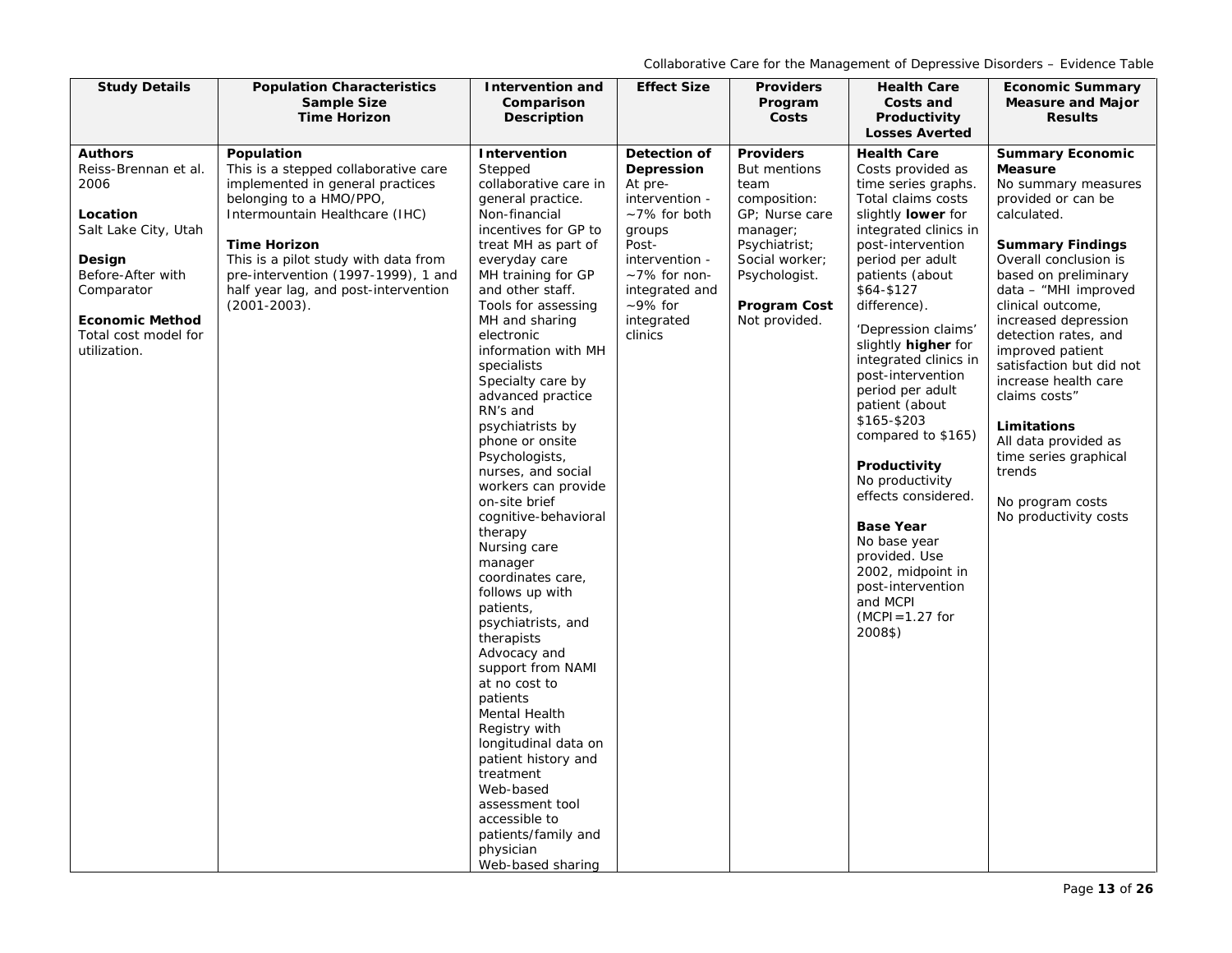| Study Details | Population Characteristics Sample Size Time Horizon | Intervention and Comparison Description | Effect Size | Providers Program Costs | Health Care Costs and Productivity Losses Averted | Economic Summary Measure and Major Results |
|---|---|---|---|---|---|---|
| **Authors**<br>Reiss-Brennan et al. 2006<br><br>**Location**<br>Salt Lake City, Utah<br><br>**Design**<br>Before-After with Comparator<br><br>**Economic Method**<br>Total cost model for utilization. | **Population**<br>This is a stepped collaborative care implemented in general practices belonging to a HMO/PPO, Intermountain Healthcare (IHC)<br><br>**Time Horizon**<br>This is a pilot study with data from pre-intervention (1997-1999), 1 and half year lag, and post-intervention (2001-2003). | **Intervention**<br>Stepped collaborative care in general practice.<br>Non-financial incentives for GP to treat MH as part of everyday care<br>MH training for GP and other staff.<br>Tools for assessing MH and sharing electronic information with MH specialists<br>Specialty care by advanced practice RN's and psychiatrists by phone or onsite<br>Psychologists, nurses, and social workers can provide on-site brief cognitive-behavioral therapy<br>Nursing care manager coordinates care, follows up with patients, psychiatrists, and therapists<br>Advocacy and support from NAMI at no cost to patients<br>Mental Health Registry with longitudinal data on patient history and treatment<br>Web-based assessment tool accessible to patients/family and physician<br>Web-based sharing | **Detection of Depression**<br>At pre-intervention - ~7% for both groups<br>Post-intervention - ~7% for non-integrated and ~9% for integrated clinics | **Providers**<br>But mentions team composition: GP; Nurse care manager; Psychiatrist; Social worker; Psychologist.<br><br>**Program Cost**<br>Not provided. | **Health Care**<br>Costs provided as time series graphs. Total claims costs slightly **lower** for integrated clinics in post-intervention period per adult patients (about $64-$127 difference).<br><br>'Depression claims' slightly **higher** for integrated clinics in post-intervention period per adult patient (about $165-$203 compared to $165)<br><br>**Productivity**<br>No productivity effects considered.<br><br>**Base Year**<br>No base year provided. Use 2002, midpoint in post-intervention and MCPI (MCPI=1.27 for 2008$) | **Summary Economic Measure**<br>No summary measures provided or can be calculated.<br><br>**Summary Findings**<br>Overall conclusion is based on preliminary data – "MHI improved clinical outcome, increased depression detection rates, and improved patient satisfaction but did not increase health care claims costs"<br><br>**Limitations**<br>All data provided as time series graphical trends<br><br>No program costs<br>No productivity costs |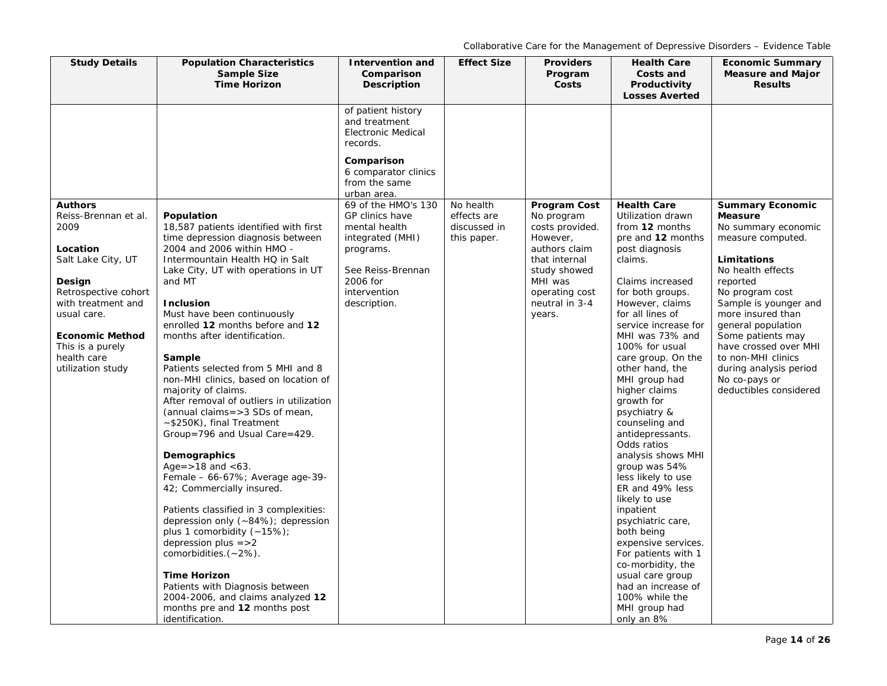| Study Details | Population Characteristics Sample Size Time Horizon | Intervention and Comparison Description | Effect Size | Providers Program Costs | Health Care Costs and Productivity Losses Averted | Economic Summary Measure and Major Results |
|---|---|---|---|---|---|---|
| | | of patient history and treatment Electronic Medical records.<br><br>**Comparison**<br>6 comparator clinics from the same urban area. | | | | |
| **Authors**<br>Reiss-Brennan et al. 2009<br><br>**Location**<br>Salt Lake City, UT<br><br>**Design**<br>Retrospective cohort with treatment and usual care.<br><br>**Economic Method**<br>This is a purely health care utilization study | **Population**<br>18,587 patients identified with first time depression diagnosis between 2004 and 2006 within HMO - Intermountain Health HQ in Salt Lake City, UT with operations in UT and MT<br><br>**Inclusion**<br>Must have been continuously enrolled **12** months before and **12** months after identification.<br><br>**Sample**<br>Patients selected from 5 MHI and 8 non-MHI clinics, based on location of majority of claims.<br>After removal of outliers in utilization (annual claims=>3 SDs of mean, ~$250K), final Treatment Group=796 and Usual Care=429.<br><br>**Demographics**<br>Age=>18 and <63.<br>Female – 66-67%; Average age-39-42; Commercially insured.<br><br>Patients classified in 3 complexities: depression only (~84%); depression plus 1 comorbidity (~15%); depression plus =>2 comorbidities.(~2%).<br><br>**Time Horizon**<br>Patients with Diagnosis between 2004-2006, and claims analyzed **12** months pre and **12** months post identification. | 69 of the HMO's 130 GP clinics have mental health integrated (MHI) programs.<br><br>See Reiss-Brennan 2006 for intervention description. | No health effects are discussed in this paper. | **Program Cost**<br>No program costs provided. However, authors claim that internal study showed MHI was operating cost neutral in 3-4 years. | **Health Care**<br>Utilization drawn from **12** months pre and **12** months post diagnosis claims.<br><br>Claims increased for both groups. However, claims for all lines of service increase for MHI was 73% and 100% for usual care group. On the other hand, the MHI group had higher claims growth for psychiatry & counseling and antidepressants.<br>Odds ratios analysis shows MHI group was 54% less likely to use ER and 49% less likely to use inpatient psychiatric care, both being expensive services.<br>For patients with 1 co-morbidity, the usual care group had an increase of 100% while the MHI group had only an 8% | **Summary Economic Measure**<br>No summary economic measure computed.<br><br>**Limitations**<br>No health effects reported<br>No program cost<br>Sample is younger and more insured than general population<br>Some patients may have crossed over MHI to non-MHI clinics during analysis period<br>No co-pays or deductibles considered |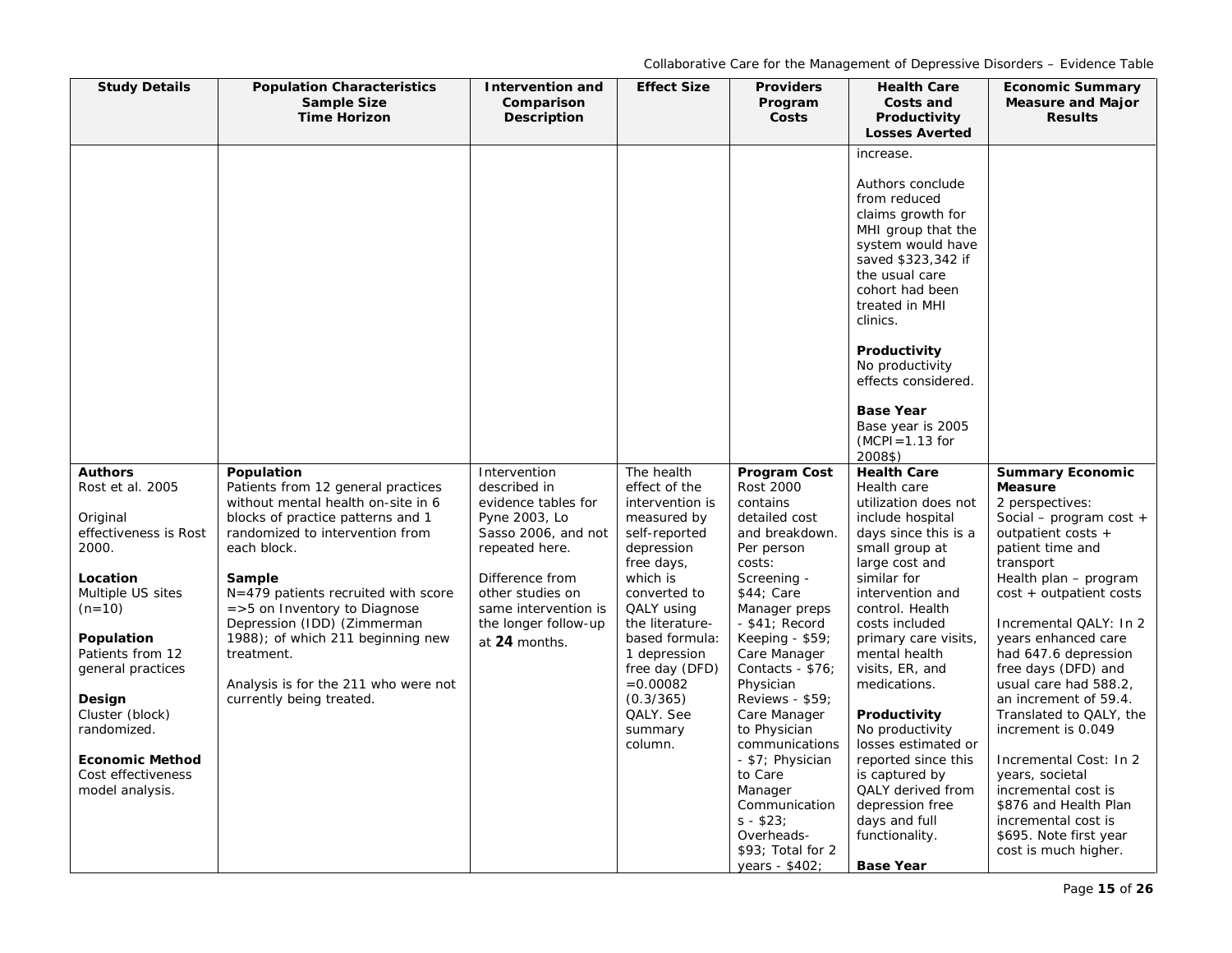| Study Details | Population Characteristics Sample Size Time Horizon | Intervention and Comparison Description | Effect Size | Providers Program Costs | Health Care Costs and Productivity Losses Averted | Economic Summary Measure and Major Results |
|---|---|---|---|---|---|---|
| | | | | | increase.<br><br>Authors conclude from reduced claims growth for MHI group that the system would have saved $323,342 if the usual care cohort had been treated in MHI clinics.<br><br>**Productivity**<br>No productivity effects considered.<br><br>**Base Year**<br>Base year is 2005 (MCPI=1.13 for 2008$) | |
| **Authors**<br>Rost et al. 2005<br><br>Original effectiveness is Rost 2000.<br><br>**Location**<br>Multiple US sites (n=10)<br><br>**Population**<br>Patients from 12 general practices<br><br>**Design**<br>Cluster (block) randomized.<br><br>**Economic Method**<br>Cost effectiveness model analysis. | **Population**<br>Patients from 12 general practices without mental health on-site in 6 blocks of practice patterns and 1 randomized to intervention from each block.<br><br>**Sample**<br>N=479 patients recruited with score =>5 on Inventory to Diagnose Depression (IDD) (Zimmerman 1988); of which 211 beginning new treatment.<br><br>Analysis is for the 211 who were not currently being treated. | Intervention described in evidence tables for Pyne 2003, Lo Sasso 2006, and not repeated here.<br><br>Difference from other studies on same intervention is the longer follow-up at **24** months. | The health effect of the intervention is measured by self-reported depression free days, which is converted to QALY using the literature-based formula: 1 depression free day (DFD) =0.00082 (0.3/365) QALY. See summary column. | **Program Cost**<br>Rost 2000 contains detailed cost and breakdown. Per person costs:<br>Screening - $44; Care Manager preps - $41; Record Keeping - $59; Care Manager Contacts - $76; Physician Reviews - $59; Care Manager to Physician communications - $7; Physician to Care Manager Communications - $23; Overheads- $93; Total for 2 years - $402; | **Health Care**<br>Health care utilization does not include hospital days since this is a small group at large cost and similar for intervention and control. Health costs included primary care visits, mental health visits, ER, and medications.<br><br>**Productivity**<br>No productivity losses estimated or reported since this is captured by QALY derived from depression free days and full functionality.<br><br>**Base Year** | **Summary Economic Measure**<br>2 perspectives:<br>Social – program cost + outpatient costs + patient time and transport<br>Health plan – program cost + outpatient costs<br><br>Incremental QALY: In 2 years enhanced care had 647.6 depression free days (DFD) and usual care had 588.2, an increment of 59.4. Translated to QALY, the increment is 0.049<br><br>Incremental Cost: In 2 years, societal incremental cost is $876 and Health Plan incremental cost is $695. Note first year cost is much higher. |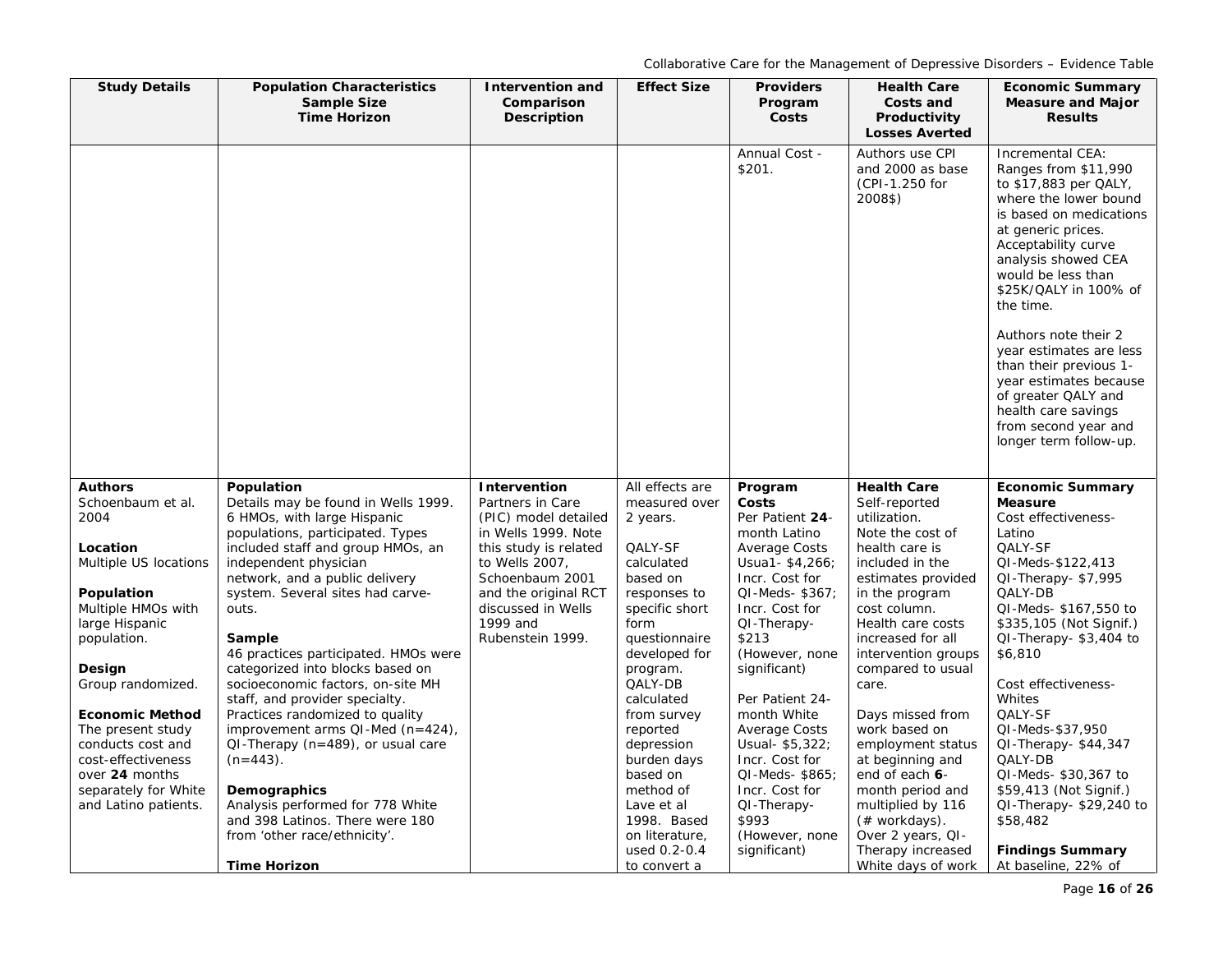| Study Details | Population Characteristics Sample Size Time Horizon | Intervention and Comparison Description | Effect Size | Providers Program Costs | Health Care Costs and Productivity Losses Averted | Economic Summary Measure and Major Results |
|---|---|---|---|---|---|---|
| | | | | Annual Cost - $201. | Authors use CPI and 2000 as base (CPI-1.250 for 2008$) | Incremental CEA: Ranges from $11,990 to $17,883 per QALY, where the lower bound is based on medications at generic prices. Acceptability curve analysis showed CEA would be less than $25K/QALY in 100% of the time.<br><br>Authors note their 2 year estimates are less than their previous 1-year estimates because of greater QALY and health care savings from second year and longer term follow-up. |
| **Authors**<br>Schoenbaum et al. 2004<br><br>**Location**<br>Multiple US locations<br><br>**Population**<br>Multiple HMOs with large Hispanic population.<br><br>**Design**<br>Group randomized.<br><br>**Economic Method**<br>The present study conducts cost and cost-effectiveness over **24** months separately for White and Latino patients. | **Population**<br>Details may be found in Wells 1999. 6 HMOs, with large Hispanic populations, participated. Types included staff and group HMOs, an independent physician network, and a public delivery system. Several sites had carve-outs.<br><br>**Sample**<br>46 practices participated. HMOs were categorized into blocks based on socioeconomic factors, on-site MH staff, and provider specialty. Practices randomized to quality improvement arms QI-Med (n=424), QI-Therapy (n=489), or usual care (n=443).<br><br>**Demographics**<br>Analysis performed for 778 White and 398 Latinos. There were 180 from 'other race/ethnicity'.<br><br>**Time Horizon** | **Intervention**<br>Partners in Care (PIC) model detailed in Wells 1999. Note this study is related to Wells 2007, Schoenbaum 2001 and the original RCT discussed in Wells 1999 and Rubenstein 1999. | All effects are measured over 2 years.<br><br>QALY-SF calculated based on responses to specific short form questionnaire developed for program.<br>QALY-DB calculated from survey reported depression burden days based on method of Lave et al 1998. Based on literature, used 0.2-0.4 to convert a | **Program Costs**<br>Per Patient **24**-month Latino Average Costs Usua1- $4,266; Incr. Cost for QI-Meds- $367; Incr. Cost for QI-Therapy- $213 (However, none significant)<br><br>Per Patient 24-month White Average Costs Usual- $5,322; Incr. Cost for QI-Meds- $865; Incr. Cost for QI-Therapy- $993 (However, none significant) | **Health Care**<br>Self-reported utilization.<br>Note the cost of health care is included in the estimates provided in the program cost column.<br>Health care costs increased for all intervention groups compared to usual care.<br><br>Days missed from work based on employment status at beginning and end of each **6**-month period and multiplied by 116 (# workdays).<br>Over 2 years, QI-Therapy increased White days of work | **Economic Summary Measure**<br>Cost effectiveness-Latino<br>QALY-SF<br>QI-Meds-$122,413<br>QI-Therapy- $7,995<br>QALY-DB<br>QI-Meds- $167,550 to $335,105 (Not Signif.)<br>QI-Therapy- $3,404 to $6,810<br><br>Cost effectiveness-Whites<br>QALY-SF<br>QI-Meds-$37,950<br>QI-Therapy- $44,347<br>QALY-DB<br>QI-Meds- $30,367 to $59,413 (Not Signif.)<br>QI-Therapy- $29,240 to $58,482<br><br>**Findings Summary**<br>At baseline, 22% of |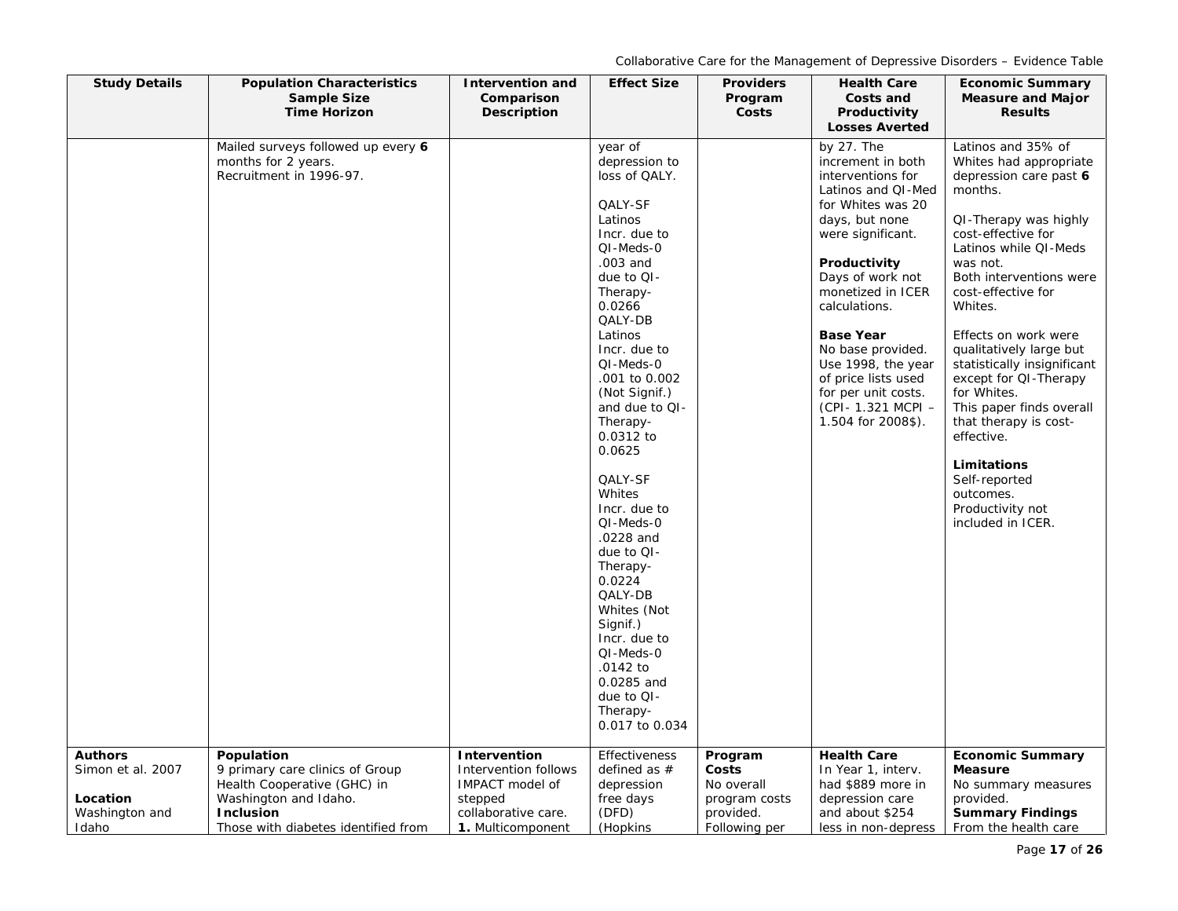| Study Details | Population Characteristics<br>Sample Size<br>Time Horizon | Intervention and Comparison Description | Effect Size | Providers Program Costs | Health Care Costs and Productivity Losses Averted | Economic Summary Measure and Major Results |
|---|---|---|---|---|---|---|
| | Mailed surveys followed up every **6** months for 2 years.<br>Recruitment in 1996-97. | | year of depression to loss of QALY.<br><br>QALY-SF<br>Latinos<br>Incr. due to QI-Meds-0 .003 and due to QI-Therapy- 0.0266<br>QALY-DB<br>Latinos<br>Incr. due to QI-Meds-0 .001 to 0.002 (Not Signif.) and due to QI-Therapy- 0.0312 to 0.0625<br><br>QALY-SF<br>Whites<br>Incr. due to QI-Meds-0 .0228 and due to QI-Therapy- 0.0224<br>QALY-DB<br>Whites (Not Signif.)<br>Incr. due to QI-Meds-0 .0142 to 0.0285 and due to QI-Therapy- 0.017 to 0.034 | | by 27. The increment in both interventions for Latinos and QI-Med for Whites was 20 days, but none were significant.<br><br>**Productivity**<br>Days of work not monetized in ICER calculations.<br><br>**Base Year**<br>No base provided. Use 1998, the year of price lists used for per unit costs. (CPI- 1.321 MCPI – 1.504 for 2008$). | Latinos and 35% of Whites had appropriate depression care past **6** months.<br><br>QI-Therapy was highly cost-effective for Latinos while QI-Meds was not.<br>Both interventions were cost-effective for Whites.<br><br>Effects on work were qualitatively large but statistically insignificant except for QI-Therapy for Whites.<br>This paper finds overall that therapy is cost-effective.<br><br>**Limitations**<br>Self-reported outcomes.<br>Productivity not included in ICER. |
| **Authors**<br>Simon et al. 2007<br><br>**Location**<br>Washington and Idaho | **Population**<br>9 primary care clinics of Group Health Cooperative (GHC) in Washington and Idaho.<br>**Inclusion**<br>Those with diabetes identified from | **Intervention**<br>Intervention follows IMPACT model of stepped collaborative care.<br>**1.** Multicomponent | Effectiveness defined as # depression free days (DFD) (Hopkins | **Program Costs**<br>No overall program costs provided.<br>Following per | **Health Care**<br>In Year 1, interv. had $889 more in depression care and about $254 less in non-depress | **Economic Summary Measure**<br>No summary measures provided.<br>**Summary Findings**<br>From the health care |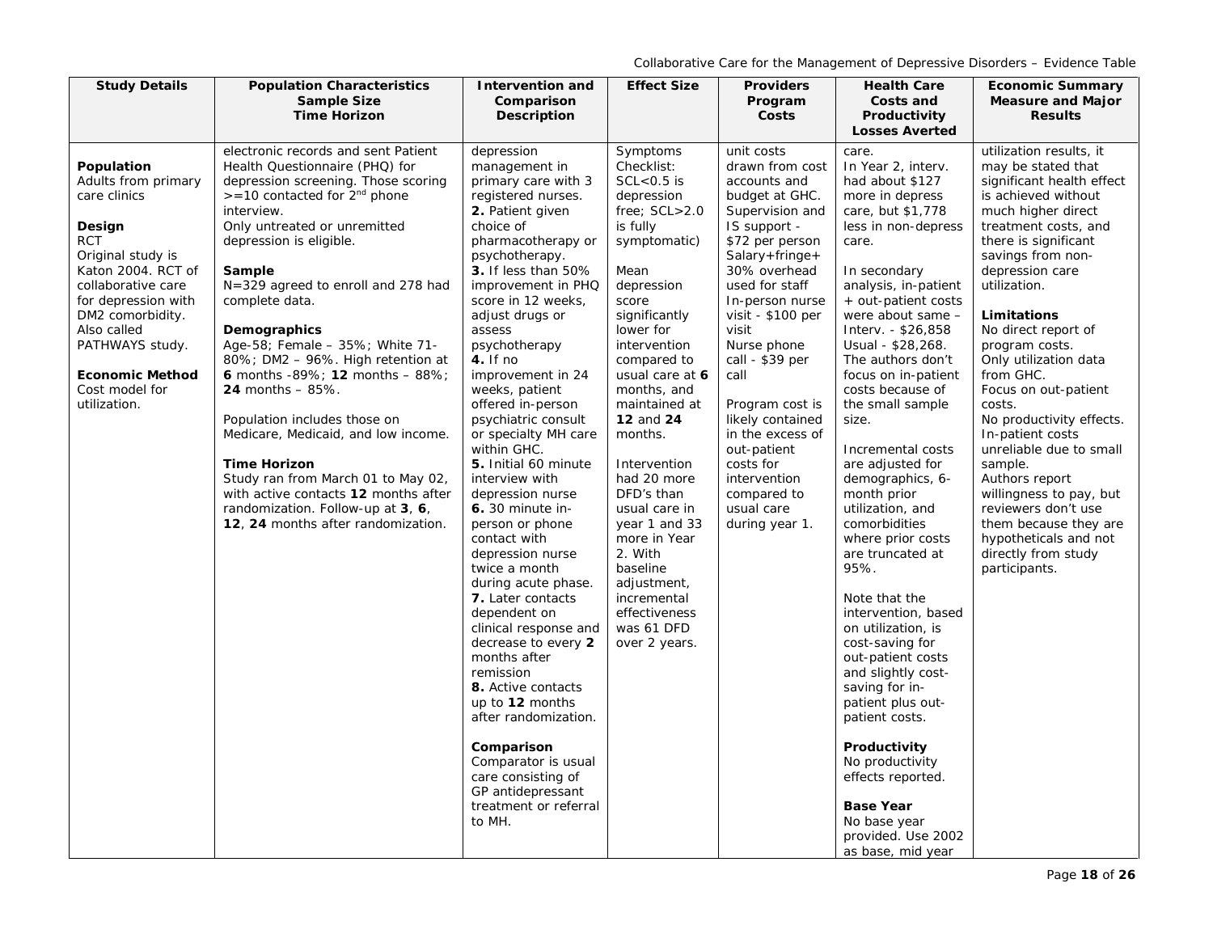| Study Details | Population Characteristics<br>Sample Size<br>Time Horizon | Intervention and Comparison Description | Effect Size | Providers Program Costs | Health Care Costs and Productivity Losses Averted | Economic Summary Measure and Major Results |
|---|---|---|---|---|---|---|
| **Population**<br>Adults from primary care clinics<br><br>**Design**<br>RCT<br>Original study is Katon 2004. RCT of collaborative care for depression with DM2 comorbidity. Also called PATHWAYS study.<br><br>**Economic Method**<br>Cost model for utilization. | electronic records and sent Patient Health Questionnaire (PHQ) for depression screening. Those scoring >=10 contacted for 2[nd] phone interview.<br>Only untreated or unremitted depression is eligible.<br><br>**Sample**<br>N=329 agreed to enroll and 278 had complete data.<br><br>**Demographics**<br>Age-58; Female – 35%; White 71-80%; DM2 – 96%. High retention at **6** months -89%; **12** months – 88%; **24** months – 85%.<br><br>Population includes those on Medicare, Medicaid, and low income.<br><br>**Time Horizon**<br>Study ran from March 01 to May 02, with active contacts **12** months after randomization. Follow-up at **3**, **6**, **12**, **24** months after randomization. | depression management in primary care with 3 registered nurses.<br>**2.** Patient given choice of pharmacotherapy or psychotherapy.<br>**3.** If less than 50% improvement in PHQ score in 12 weeks, adjust drugs or assess psychotherapy<br>**4.** If no improvement in 24 weeks, patient offered in-person psychiatric consult or specialty MH care within GHC.<br>**5.** Initial 60 minute interview with depression nurse<br>**6.** 30 minute in-person or phone contact with depression nurse twice a month during acute phase.<br>**7.** Later contacts dependent on clinical response and decrease to every **2** months after remission<br>**8.** Active contacts up to **12** months after randomization.<br><br>**Comparison**<br>Comparator is usual care consisting of GP antidepressant treatment or referral to MH. | Symptoms Checklist: SCL<0.5 is depression free; SCL>2.0 is fully symptomatic)<br><br>Mean depression score significantly lower for intervention compared to usual care at **6** months, and maintained at **12** and **24** months.<br><br>Intervention had 20 more DFD's than usual care in year 1 and 33 more in Year 2. With baseline adjustment, incremental effectiveness was 61 DFD over 2 years. | unit costs drawn from cost accounts and budget at GHC. Supervision and IS support - $72 per person Salary+fringe+ 30% overhead used for staff<br>In-person nurse visit - $100 per visit<br>Nurse phone call - $39 per call<br><br>Program cost is likely contained in the excess of out-patient costs for intervention compared to usual care during year 1. | care.<br>In Year 2, interv. had about $127 more in depress care, but $1,778 less in non-depress care.<br><br>In secondary analysis, in-patient + out-patient costs were about same – Interv. - $26,858 Usual - $28,268. The authors don't focus on in-patient costs because of the small sample size.<br><br>Incremental costs are adjusted for demographics, 6-month prior utilization, and comorbidities where prior costs are truncated at 95%.<br><br>Note that the intervention, based on utilization, is cost-saving for out-patient costs and slightly cost-saving for in-patient plus out-patient costs.<br><br>**Productivity**<br>No productivity effects reported.<br><br>**Base Year**<br>No base year provided. Use 2002 as base, mid year | utilization results, it may be stated that significant health effect is achieved without much higher direct treatment costs, and there is significant savings from non-depression care utilization.<br><br>**Limitations**<br>No direct report of program costs.<br>Only utilization data from GHC.<br>Focus on out-patient costs.<br>No productivity effects.<br>In-patient costs unreliable due to small sample.<br>Authors report willingness to pay, but reviewers don't use them because they are hypotheticals and not directly from study participants. |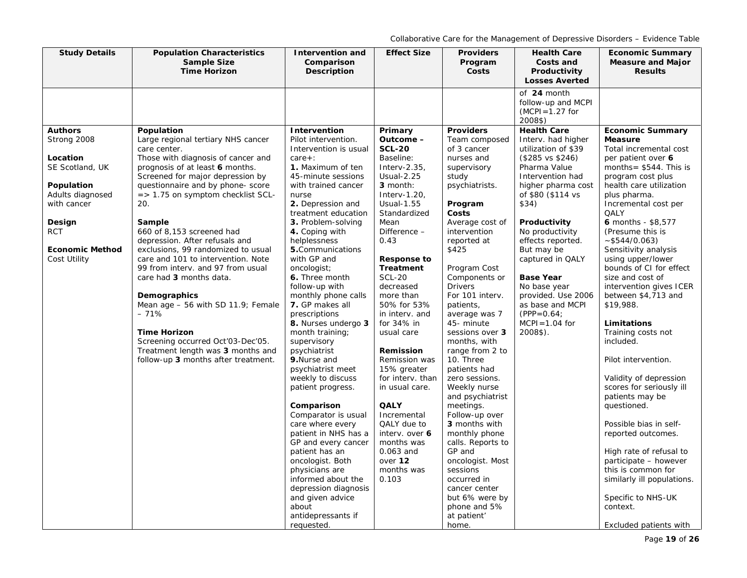| Study Details | Population Characteristics Sample Size Time Horizon | Intervention and Comparison Description | Effect Size | Providers Program Costs | Health Care Costs and Productivity Losses Averted | Economic Summary Measure and Major Results |
|---|---|---|---|---|---|---|
| | | | | | of **24** month follow-up and MCPI (MCPI=1.27 for 2008$) | |
| **Authors**<br>Strong 2008<br><br>**Location**<br>SE Scotland, UK<br><br>**Population**<br>Adults diagnosed with cancer<br><br>**Design**<br>RCT<br><br>**Economic Method**<br>Cost Utility | **Population**<br>Large regional tertiary NHS cancer care center.<br>Those with diagnosis of cancer and prognosis of at least **6** months. Screened for major depression by questionnaire and by phone- score => 1.75 on symptom checklist SCL-20.<br><br>**Sample**<br>660 of 8,153 screened had depression. After refusals and exclusions, 99 randomized to usual care and 101 to intervention. Note 99 from interv. and 97 from usual care had **3** months data.<br><br>**Demographics**<br>Mean age – 56 with SD 11.9; Female – 71%<br><br>**Time Horizon**<br>Screening occurred Oct'03-Dec'05. Treatment length was **3** months and follow-up **3** months after treatment. | **Intervention**<br>Pilot intervention. Intervention is usual care+:<br>**1.** Maximum of ten 45-minute sessions with trained cancer nurse<br>**2.** Depression and treatment education<br>**3.** Problem-solving<br>**4.** Coping with helplessness<br>**5.** Communications with GP and oncologist;<br>**6.** Three month follow-up with monthly phone calls<br>**7.** GP makes all prescriptions<br>**8.** Nurses undergo **3** month training; supervisory psychiatrist<br>**9.** Nurse and psychiatrist meet weekly to discuss patient progress.<br><br>**Comparison**<br>Comparator is usual care where every patient in NHS has a GP and every cancer patient has an oncologist. Both physicians are informed about the depression diagnosis and given advice about antidepressants if requested. | **Primary Outcome – SCL-20**<br>Baseline:<br>Interv-2.35, Usual-2.25<br>**3** month:<br>Interv-1.20, Usual-1.55<br>Standardized Mean Difference – 0.43<br><br>**Response to Treatment**<br>SCL-20 decreased more than 50% for 53% in interv. and for 34% in usual care<br><br>**Remission**<br>Remission was 15% greater for interv. than in usual care.<br><br>**QALY**<br>Incremental QALY due to interv. over **6** months was 0.063 and over **12** months was 0.103 | **Providers**<br>Team composed of 3 cancer nurses and supervisory study psychiatrists.<br><br>**Program Costs**<br>Average cost of intervention reported at $425<br><br>Program Cost Components or Drivers<br>For 101 interv. patients, average was 7 45- minute sessions over **3** months, with range from 2 to 10. Three patients had zero sessions. Weekly nurse and psychiatrist meetings. Follow-up over **3** months with monthly phone calls. Reports to GP and oncologist. Most sessions occurred in cancer center but 6% were by phone and 5% at patient' home. | **Health Care**<br>Interv. had higher utilization of $39 ($285 vs $246)<br>Pharma Value Intervention had higher pharma cost of $80 ($114 vs $34)<br><br>**Productivity**<br>No productivity effects reported. But may be captured in QALY<br><br>**Base Year**<br>No base year provided. Use 2006 as base and MCPI (PPP=0.64; MCPI=1.04 for 2008$). | **Economic Summary Measure**<br>Total incremental cost per patient over **6** months= $544. This is program cost plus health care utilization plus pharma.<br>Incremental cost per QALY<br>**6** months - $8,577 (Presume this is ~$544/0.063)<br>Sensitivity analysis using upper/lower bounds of CI for effect size and cost of intervention gives ICER between $4,713 and $19,988.<br><br>**Limitations**<br>Training costs not included.<br><br>Pilot intervention.<br><br>Validity of depression scores for seriously ill patients may be questioned.<br><br>Possible bias in self-reported outcomes.<br><br>High rate of refusal to participate – however this is common for similarly ill populations.<br><br>Specific to NHS-UK context.<br><br>Excluded patients with |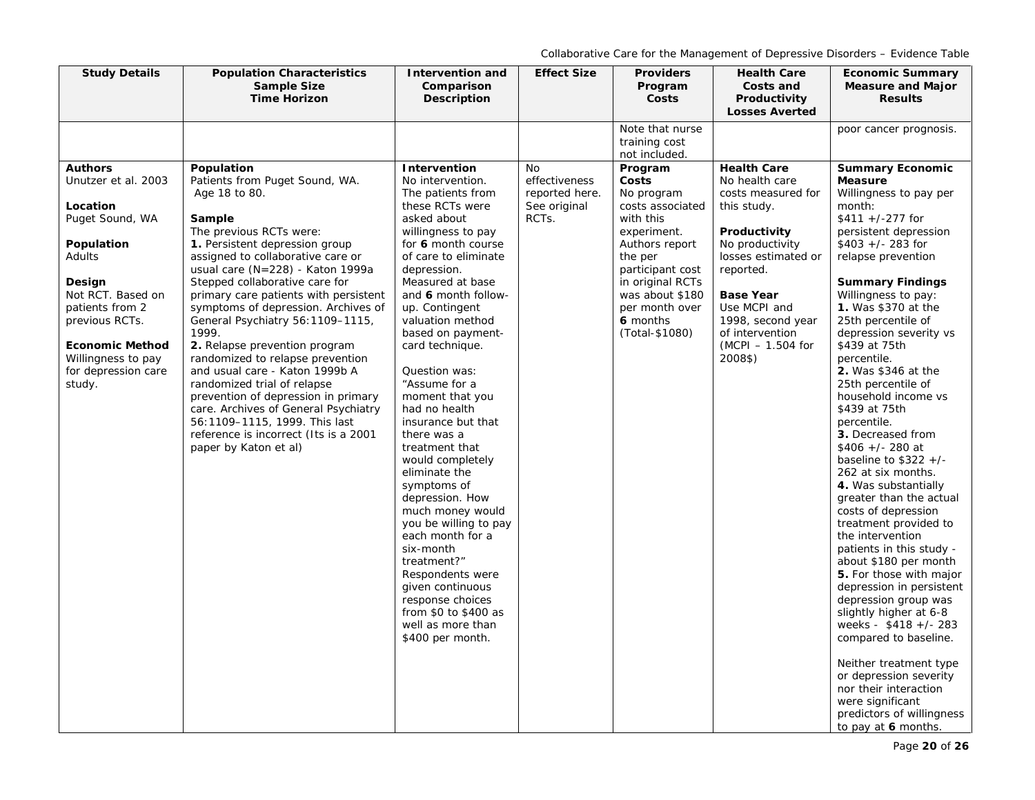| Study Details | Population Characteristics Sample Size Time Horizon | Intervention and Comparison Description | Effect Size | Providers Program Costs | Health Care Costs and Productivity Losses Averted | Economic Summary Measure and Major Results |
|---|---|---|---|---|---|---|
| | | | | Note that nurse training cost not included. | | poor cancer prognosis. |
| **Authors**<br>Unutzer et al. 2003<br><br>**Location**<br>Puget Sound, WA<br><br>**Population**<br>Adults<br><br>**Design**<br>Not RCT. Based on patients from 2 previous RCTs.<br><br>**Economic Method**<br>Willingness to pay for depression care study. | **Population**<br>Patients from Puget Sound, WA. Age 18 to 80.<br><br>**Sample**<br>The previous RCTs were:<br>**1.** Persistent depression group assigned to collaborative care or usual care (N=228) - Katon 1999a Stepped collaborative care for primary care patients with persistent symptoms of depression. Archives of General Psychiatry 56:1109–1115, 1999.<br>**2.** Relapse prevention program randomized to relapse prevention and usual care - Katon 1999b A randomized trial of relapse prevention of depression in primary care. Archives of General Psychiatry 56:1109–1115, 1999. This last reference is incorrect (Its is a 2001 paper by Katon et al) | **Intervention**<br>No intervention. The patients from these RCTs were asked about willingness to pay for **6** month course of care to eliminate depression. Measured at base and **6** month follow-up. Contingent valuation method based on payment-card technique.<br><br>Question was: "Assume for a moment that you had no health insurance but that there was a treatment that would completely eliminate the symptoms of depression. How much money would you be willing to pay each month for a six-month treatment?" Respondents were given continuous response choices from $0 to $400 as well as more than $400 per month. | No effectiveness reported here. See original RCTs. | **Program Costs**<br>No program costs associated with this experiment. Authors report the per participant cost in original RCTs was about $180 per month over **6** months (Total-$1080) | **Health Care**<br>No health care costs measured for this study.<br><br>**Productivity**<br>No productivity losses estimated or reported.<br><br>**Base Year**<br>Use MCPI and 1998, second year of intervention (MCPI – 1.504 for 2008$) | **Summary Economic Measure**<br>Willingness to pay per month:<br>$411 +/-277 for persistent depression<br>$403 +/- 283 for relapse prevention<br><br>**Summary Findings**<br>Willingness to pay:<br>**1.** Was $370 at the 25th percentile of depression severity vs $439 at 75th percentile.<br>**2.** Was $346 at the 25th percentile of household income vs $439 at 75th percentile.<br>**3.** Decreased from $406 +/- 280 at baseline to $322 +/- 262 at six months.<br>**4.** Was substantially greater than the actual costs of depression treatment provided to the intervention patients in this study - about $180 per month<br>**5.** For those with major depression in persistent depression group was slightly higher at 6-8 weeks - $418 +/- 283 compared to baseline.<br><br>Neither treatment type or depression severity nor their interaction were significant predictors of willingness to pay at **6** months. |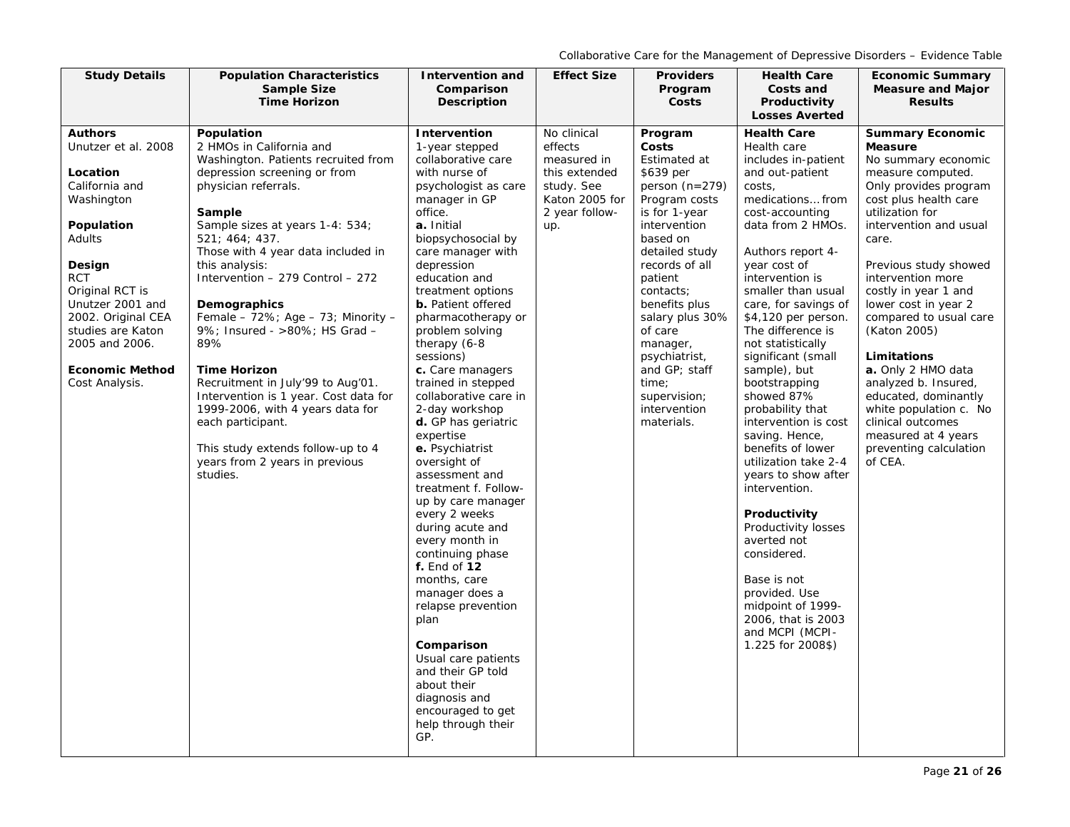| Study Details | Population Characteristics Sample Size Time Horizon | Intervention and Comparison Description | Effect Size | Providers Program Costs | Health Care Costs and Productivity Losses Averted | Economic Summary Measure and Major Results |
|---|---|---|---|---|---|---|
| **Authors**<br>Unutzer et al. 2008<br><br>**Location**<br>California and Washington<br><br>**Population**<br>Adults<br><br>**Design**<br>RCT<br>Original RCT is Unutzer 2001 and 2002. Original CEA studies are Katon 2005 and 2006.<br><br>**Economic Method**<br>Cost Analysis. | **Population**<br>2 HMOs in California and Washington. Patients recruited from depression screening or from physician referrals.<br><br>**Sample**<br>Sample sizes at years 1-4: 534; 521; 464; 437.<br>Those with 4 year data included in this analysis:<br>Intervention – 279 Control – 272<br><br>**Demographics**<br>Female – 72%; Age – 73; Minority – 9%; Insured - >80%; HS Grad – 89%<br><br>**Time Horizon**<br>Recruitment in July'99 to Aug'01. Intervention is 1 year. Cost data for 1999-2006, with 4 years data for each participant.<br><br>This study extends follow-up to 4 years from 2 years in previous studies. | **Intervention**<br>1-year stepped collaborative care with nurse of psychologist as care manager in GP office.<br>**a.** Initial biopsychosocial by care manager with depression education and treatment options<br>**b.** Patient offered pharmacotherapy or problem solving therapy (6-8 sessions)<br>**c.** Care managers trained in stepped collaborative care in 2-day workshop<br>**d.** GP has geriatric expertise<br>**e.** Psychiatrist oversight of assessment and treatment f. Follow-up by care manager every 2 weeks during acute and every month in continuing phase<br>**f.** End of **12** months, care manager does a relapse prevention plan<br><br>**Comparison**<br>Usual care patients and their GP told about their diagnosis and encouraged to get help through their GP. | No clinical effects measured in this extended study. See Katon 2005 for 2 year follow-up. | **Program Costs**<br>Estimated at $639 per person (n=279)<br>Program costs is for 1-year intervention based on detailed study records of all patient contacts; benefits plus salary plus 30% of care manager, psychiatrist, and GP; staff time; supervision; intervention materials. | **Health Care**<br>Health care includes in-patient and out-patient costs, medications… from cost-accounting data from 2 HMOs.<br><br>Authors report 4-year cost of intervention is smaller than usual care, for savings of $4,120 per person. The difference is not statistically significant (small sample), but bootstrapping showed 87% probability that intervention is cost saving. Hence, benefits of lower utilization take 2-4 years to show after intervention.<br><br>**Productivity**<br>Productivity losses averted not considered.<br><br>Base is not provided. Use midpoint of 1999-2006, that is 2003 and MCPI (MCPI-1.225 for 2008$) | **Summary Economic Measure**<br>No summary economic measure computed. Only provides program cost plus health care utilization for intervention and usual care.<br><br>Previous study showed intervention more costly in year 1 and lower cost in year 2 compared to usual care (Katon 2005)<br><br>**Limitations**<br>**a.** Only 2 HMO data analyzed b. Insured, educated, dominantly white population c. No clinical outcomes measured at 4 years preventing calculation of CEA. |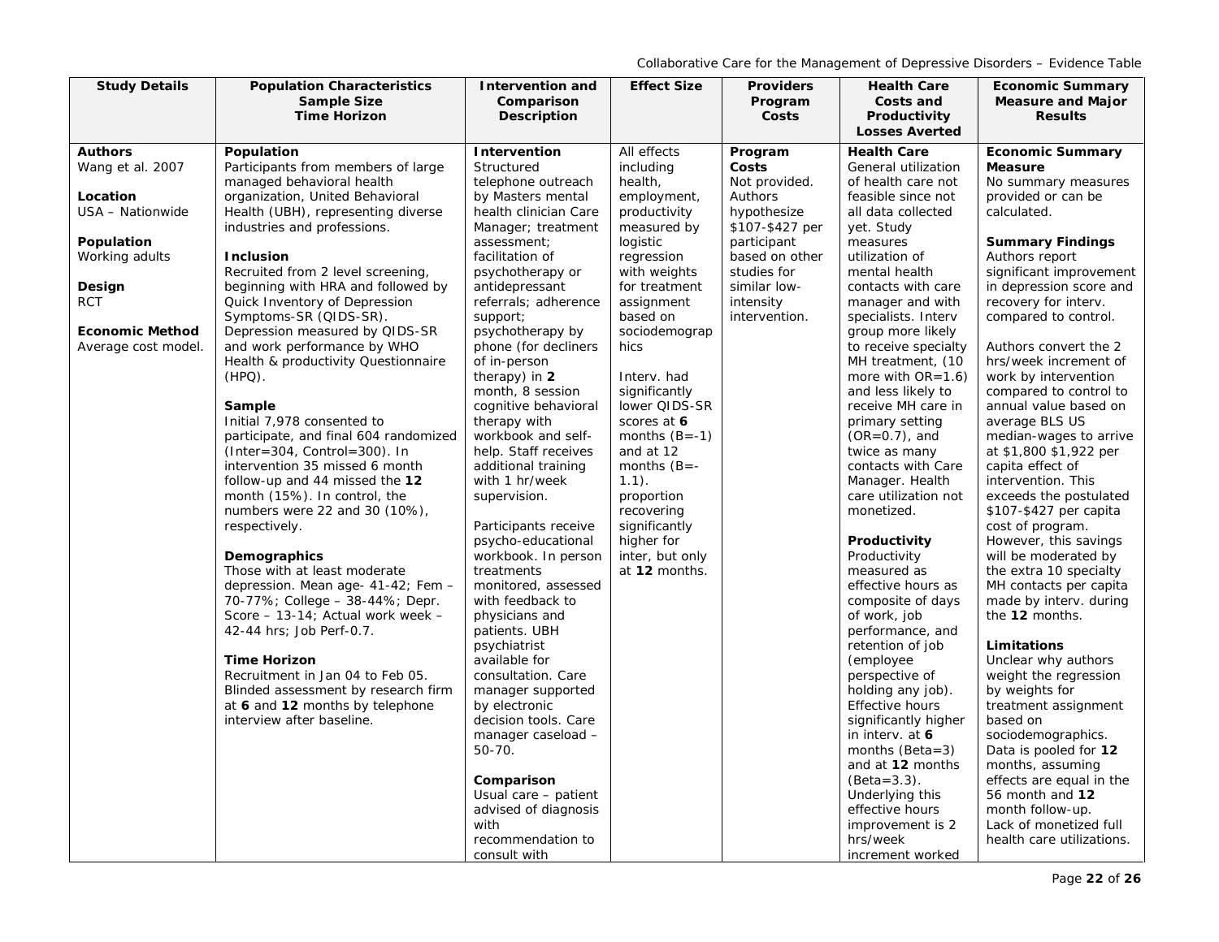| Study Details | Population Characteristics Sample Size Time Horizon | Intervention and Comparison Description | Effect Size | Providers Program Costs | Health Care Costs and Productivity Losses Averted | Economic Summary Measure and Major Results |
|---|---|---|---|---|---|---|
| **Authors**<br>Wang et al. 2007<br><br>**Location**<br>USA – Nationwide<br><br>**Population**<br>Working adults<br><br>**Design**<br>RCT<br><br>**Economic Method**<br>Average cost model. | **Population**<br>Participants from members of large managed behavioral health organization, United Behavioral Health (UBH), representing diverse industries and professions.<br><br>**Inclusion**<br>Recruited from 2 level screening, beginning with HRA and followed by Quick Inventory of Depression Symptoms-SR (QIDS-SR). Depression measured by QIDS-SR and work performance by WHO Health & productivity Questionnaire (HPQ).<br><br>**Sample**<br>Initial 7,978 consented to participate, and final 604 randomized (Inter=304, Control=300). In intervention 35 missed 6 month follow-up and 44 missed the **12** month (15%). In control, the numbers were 22 and 30 (10%), respectively.<br><br>**Demographics**<br>Those with at least moderate depression. Mean age- 41-42; Fem – 70-77%; College – 38-44%; Depr. Score – 13-14; Actual work week – 42-44 hrs; Job Perf-0.7.<br><br>**Time Horizon**<br>Recruitment in Jan 04 to Feb 05. Blinded assessment by research firm at **6** and **12** months by telephone interview after baseline. | **Intervention**<br>Structured telephone outreach by Masters mental health clinician Care Manager; treatment assessment; facilitation of psychotherapy or antidepressant referrals; adherence support; psychotherapy by phone (for decliners of in-person therapy) in **2** month, 8 session cognitive behavioral therapy with workbook and self-help. Staff receives additional training with 1 hr/week supervision.<br><br>Participants receive psycho-educational workbook. In person treatments monitored, assessed with feedback to physicians and patients. UBH psychiatrist available for consultation. Care manager supported by electronic decision tools. Care manager caseload – 50-70.<br><br>**Comparison**<br>Usual care – patient advised of diagnosis with recommendation to consult with | All effects including health, employment, productivity measured by logistic regression with weights for treatment assignment based on sociodemographics<br><br>Interv. had significantly lower QIDS-SR scores at **6** months (B=-1) and at 12 months (B=-1.1).<br>proportion recovering significantly higher for inter, but only at **12** months. | **Program Costs**<br>Not provided. Authors hypothesize \$107-\$427 per participant based on other studies for similar low-intensity intervention. | **Health Care**<br>General utilization of health care not feasible since not all data collected yet. Study measures utilization of mental health contacts with care manager and with specialists. Interv group more likely to receive specialty MH treatment, (10 more with OR=1.6) and less likely to receive MH care in primary setting (OR=0.7), and twice as many contacts with Care Manager. Health care utilization not monetized.<br><br>**Productivity**<br>Productivity measured as effective hours as composite of days of work, job performance, and retention of job (employee perspective of holding any job). Effective hours significantly higher in interv. at **6** months (Beta=3) and at **12** months (Beta=3.3). Underlying this effective hours improvement is 2 hrs/week increment worked | **Economic Summary Measure**<br>No summary measures provided or can be calculated.<br><br>**Summary Findings**<br>Authors report significant improvement in depression score and recovery for interv. compared to control.<br><br>Authors convert the 2 hrs/week increment of work by intervention compared to control to annual value based on average BLS US median-wages to arrive at \$1,800 \$1,922 per capita effect of intervention. This exceeds the postulated \$107-\$427 per capita cost of program. However, this savings will be moderated by the extra 10 specialty MH contacts per capita made by interv. during the **12** months.<br><br>**Limitations**<br>Unclear why authors weight the regression by weights for treatment assignment based on sociodemographics. Data is pooled for **12** months, assuming effects are equal in the 56 month and **12** month follow-up.<br>Lack of monetized full health care utilizations. |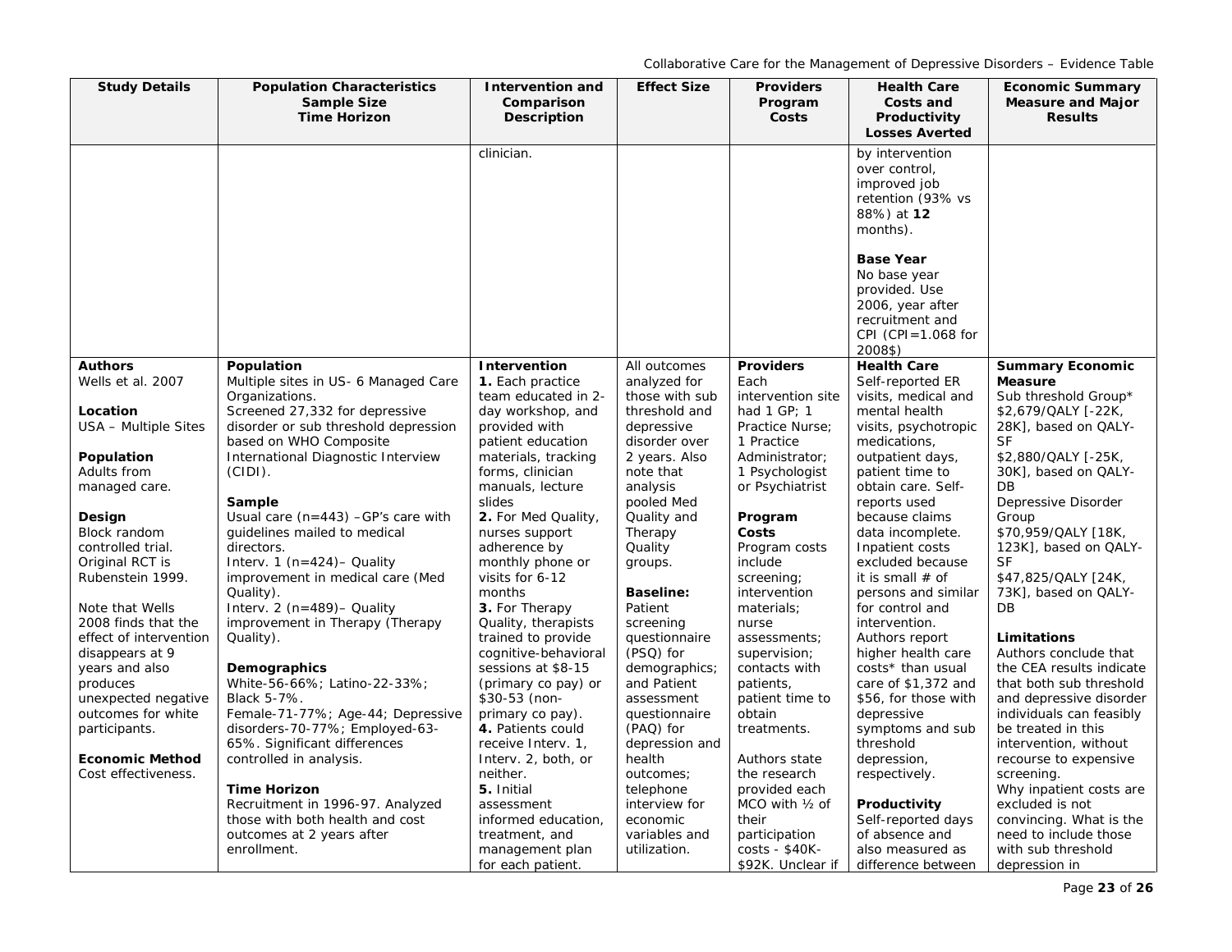| Study Details | Population Characteristics Sample Size Time Horizon | Intervention and Comparison Description | Effect Size | Providers Program Costs | Health Care Costs and Productivity Losses Averted | Economic Summary Measure and Major Results |
|---|---|---|---|---|---|---|
| | | clinician. | | | by intervention over control, improved job retention (93% vs 88%) at **12** months).<br><br>**Base Year**<br>No base year provided. Use 2006, year after recruitment and CPI (CPI=1.068 for 2008$) | |
| **Authors**<br>Wells et al. 2007<br><br>**Location**<br>USA – Multiple Sites<br><br>**Population**<br>Adults from managed care.<br><br>**Design**<br>Block random controlled trial. Original RCT is Rubenstein 1999.<br><br>Note that Wells 2008 finds that the effect of intervention disappears at 9 years and also produces unexpected negative outcomes for white participants.<br><br>**Economic Method**<br>Cost effectiveness. | **Population**<br>Multiple sites in US- 6 Managed Care Organizations.<br>Screened 27,332 for depressive disorder or sub threshold depression based on WHO Composite International Diagnostic Interview (CIDI).<br><br>**Sample**<br>Usual care (n=443) –GP's care with guidelines mailed to medical directors.<br>Interv. 1 (n=424)– Quality improvement in medical care (Med Quality).<br>Interv. 2 (n=489)– Quality improvement in Therapy (Therapy Quality).<br><br>**Demographics**<br>White-56-66%; Latino-22-33%; Black 5-7%.<br>Female-71-77%; Age-44; Depressive disorders-70-77%; Employed-63-65%. Significant differences controlled in analysis.<br><br>**Time Horizon**<br>Recruitment in 1996-97. Analyzed those with both health and cost outcomes at 2 years after enrollment. | **Intervention**<br>**1.** Each practice team educated in 2-day workshop, and provided with patient education materials, tracking forms, clinician manuals, lecture slides<br>**2.** For Med Quality, nurses support adherence by monthly phone or visits for 6-12 months<br>**3.** For Therapy Quality, therapists trained to provide cognitive-behavioral sessions at $8-15 (primary co pay) or $30-53 (non-primary co pay).<br>**4.** Patients could receive Interv. 1, Interv. 2, both, or neither.<br>**5.** Initial assessment informed education, treatment, and management plan for each patient. | All outcomes analyzed for those with sub threshold and depressive disorder over 2 years. Also note that analysis pooled Med Quality and Therapy Quality groups.<br><br>**Baseline:**<br>Patient screening questionnaire (PSQ) for demographics; and Patient assessment questionnaire (PAQ) for depression and health outcomes; telephone interview for economic variables and utilization. | **Providers**<br>Each intervention site had 1 GP; 1 Practice Nurse; 1 Practice Administrator; 1 Psychologist or Psychiatrist<br><br>**Program Costs**<br>Program costs include screening; intervention materials; nurse assessments; supervision; contacts with patients, patient time to obtain treatments.<br><br>Authors state the research provided each MCO with ½ of their participation costs - $40K-$92K. Unclear if | **Health Care**<br>Self-reported ER visits, medical and mental health visits, psychotropic medications, outpatient days, patient time to obtain care. Self-reports used because claims data incomplete. Inpatient costs excluded because it is small # of persons and similar for control and intervention. Authors report higher health care costs* than usual care of $1,372 and $56, for those with depressive symptoms and sub threshold depression, respectively.<br><br>**Productivity**<br>Self-reported days of absence and also measured as difference between | **Summary Economic Measure**<br>Sub threshold Group*<br>$2,679/QALY [-22K, 28K], based on QALY-SF<br>$2,880/QALY [-25K, 30K], based on QALY-DB<br>Depressive Disorder Group<br>$70,959/QALY [18K, 123K], based on QALY-SF<br>$47,825/QALY [24K, 73K], based on QALY-DB<br><br>**Limitations**<br>Authors conclude that the CEA results indicate that both sub threshold and depressive disorder individuals can feasibly be treated in this intervention, without recourse to expensive screening.<br>Why inpatient costs are excluded is not convincing. What is the need to include those with sub threshold depression in |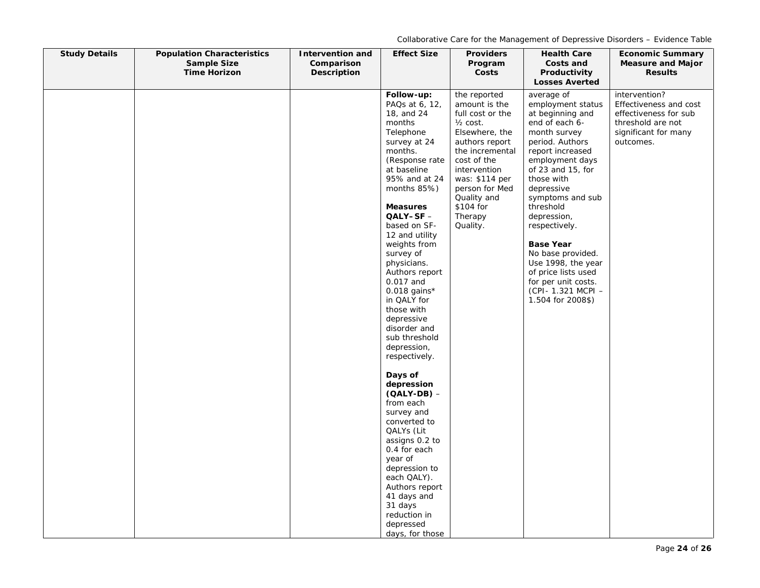| Study Details | Population Characteristics Sample Size Time Horizon | Intervention and Comparison Description | Effect Size | Providers Program Costs | Health Care Costs and Productivity Losses Averted | Economic Summary Measure and Major Results |
|---|---|---|---|---|---|---|
| | | | **Follow-up:** PAQs at 6, 12, 18, and 24 months Telephone survey at 24 months. (Response rate at baseline 95% and at 24 months 85%)<br><br>**Measures**<br>**QALY–SF** – based on SF-12 and utility weights from survey of physicians. Authors report 0.017 and 0.018 gains* in QALY for those with depressive disorder and sub threshold depression, respectively.<br><br>**Days of depression (QALY-DB)** – from each survey and converted to QALYs (Lit assigns 0.2 to 0.4 for each year of depression to each QALY). Authors report 41 days and 31 days reduction in depressed days, for those | the reported amount is the full cost or the ½ cost. Elsewhere, the authors report the incremental cost of the intervention was: $114 per person for Med Quality and $104 for Therapy Quality. | average of employment status at beginning and end of each 6-month survey period. Authors report increased employment days of 23 and 15, for those with depressive symptoms and sub threshold depression, respectively.<br><br>**Base Year**<br>No base provided. Use 1998, the year of price lists used for per unit costs. (CPI- 1.321 MCPI – 1.504 for 2008$) | intervention? Effectiveness and cost effectiveness for sub threshold are not significant for many outcomes. |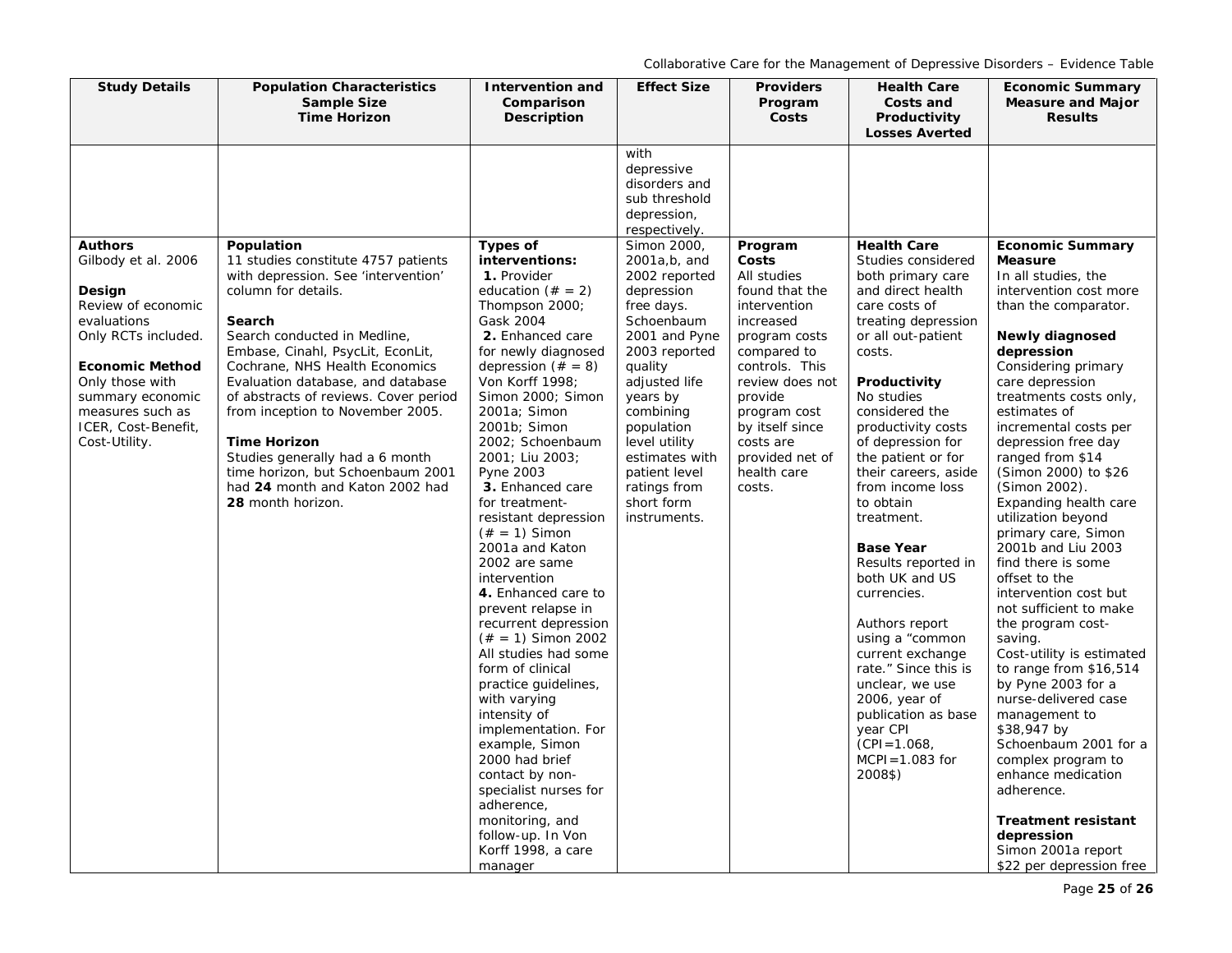| Study Details | Population Characteristics Sample Size Time Horizon | Intervention and Comparison Description | Effect Size | Providers Program Costs | Health Care Costs and Productivity Losses Averted | Economic Summary Measure and Major Results |
|---|---|---|---|---|---|---|
| | | | with depressive disorders and sub threshold depression, respectively. | | | |
| **Authors**<br>Gilbody et al. 2006<br><br>**Design**<br>Review of economic evaluations<br>Only RCTs included.<br><br>**Economic Method**<br>Only those with summary economic measures such as ICER, Cost-Benefit, Cost-Utility. | **Population**<br>11 studies constitute 4757 patients with depression. See 'intervention' column for details.<br><br>**Search**<br>Search conducted in Medline, Embase, Cinahl, PsycLit, EconLit, Cochrane, NHS Health Economics Evaluation database, and database of abstracts of reviews. Cover period from inception to November 2005.<br><br>**Time Horizon**<br>Studies generally had a 6 month time horizon, but Schoenbaum 2001 had **24** month and Katon 2002 had **28** month horizon. | **Types of interventions:**<br>**1.** Provider education (# = 2) Thompson 2000; Gask 2004<br>**2.** Enhanced care for newly diagnosed depression (# = 8) Von Korff 1998; Simon 2000; Simon 2001a; Simon 2001b; Simon 2002; Schoenbaum 2001; Liu 2003; Pyne 2003<br>**3.** Enhanced care for treatment-resistant depression (# = 1) Simon 2001a and Katon 2002 are same intervention<br>**4.** Enhanced care to prevent relapse in recurrent depression (# = 1) Simon 2002<br>All studies had some form of clinical practice guidelines, with varying intensity of implementation. For example, Simon 2000 had brief contact by non-specialist nurses for adherence, monitoring, and follow-up. In Von Korff 1998, a care manager | Simon 2000, 2001a,b, and 2002 reported depression free days. Schoenbaum 2001 and Pyne 2003 reported quality adjusted life years by combining population level utility estimates with patient level ratings from short form instruments. | **Program Costs**<br>All studies found that the intervention increased program costs compared to controls. This review does not provide program cost by itself since costs are provided net of health care costs. | **Health Care**<br>Studies considered both primary care and direct health care costs of treating depression or all out-patient costs.<br><br>**Productivity**<br>No studies considered the productivity costs of depression for the patient or for their careers, aside from income loss to obtain treatment.<br><br>**Base Year**<br>Results reported in both UK and US currencies.<br><br>Authors report using a "common current exchange rate." Since this is unclear, we use 2006, year of publication as base year CPI (CPI=1.068, MCPI=1.083 for 2008$) | **Economic Summary Measure**<br>In all studies, the intervention cost more than the comparator.<br><br>**Newly diagnosed depression**<br>Considering primary care depression treatments costs only, estimates of incremental costs per depression free day ranged from $14 (Simon 2000) to $26 (Simon 2002).<br>Expanding health care utilization beyond primary care, Simon 2001b and Liu 2003 find there is some offset to the intervention cost but not sufficient to make the program cost-saving.<br>Cost-utility is estimated to range from $16,514 by Pyne 2003 for a nurse-delivered case management to $38,947 by Schoenbaum 2001 for a complex program to enhance medication adherence.<br><br>**Treatment resistant depression**<br>Simon 2001a report $22 per depression free |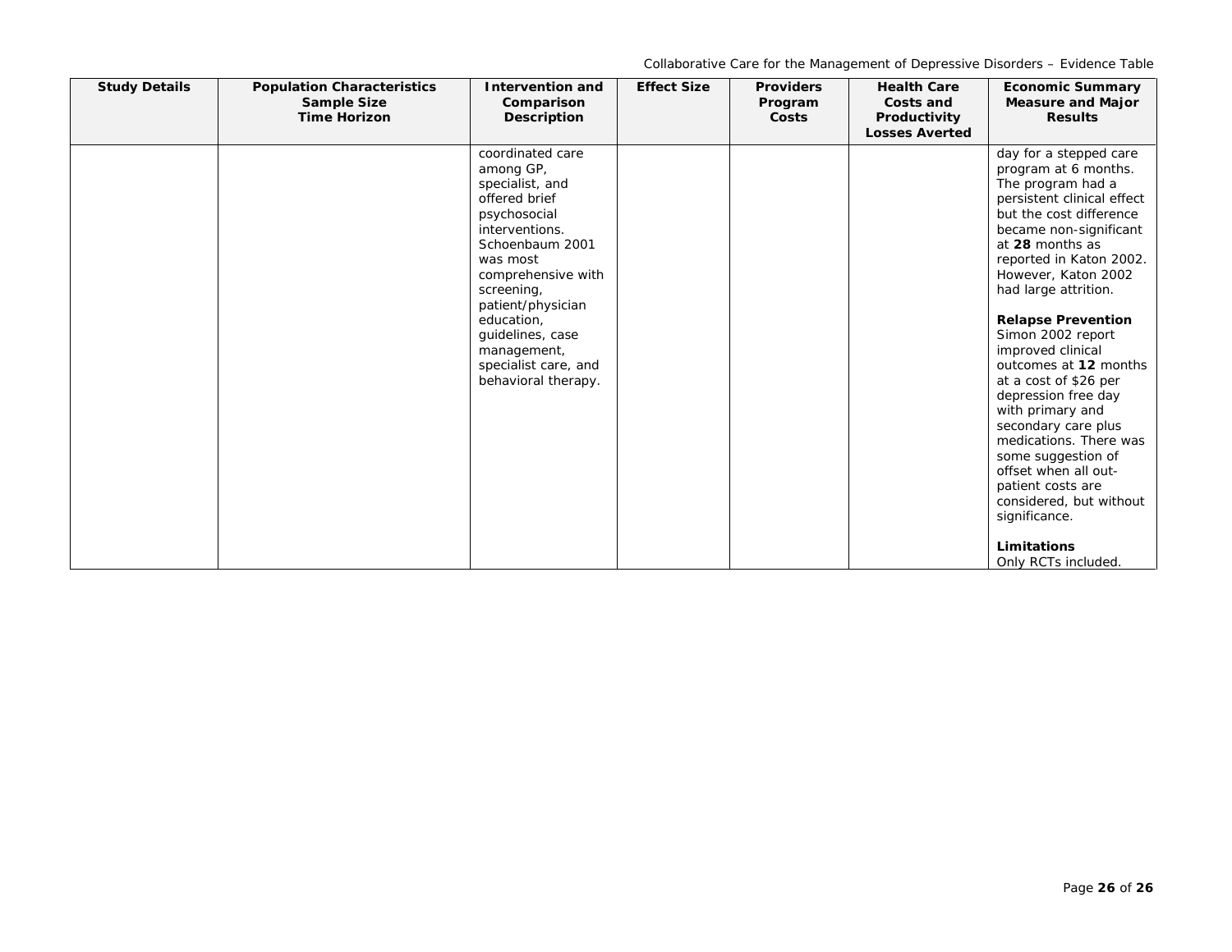| Study Details | Population Characteristics<br>Sample Size<br>Time Horizon | Intervention and Comparison Description | Effect Size | Providers Program Costs | Health Care Costs and Productivity Losses Averted | Economic Summary Measure and Major Results |
|---|---|---|---|---|---|---|
| | | coordinated care among GP, specialist, and offered brief psychosocial interventions. Schoenbaum 2001 was most comprehensive with screening, patient/physician education, guidelines, case management, specialist care, and behavioral therapy. | | | | day for a stepped care program at 6 months. The program had a persistent clinical effect but the cost difference became non-significant at **28** months as reported in Katon 2002. However, Katon 2002 had large attrition.<br><br>**Relapse Prevention**<br>Simon 2002 report improved clinical outcomes at **12** months at a cost of $26 per depression free day with primary and secondary care plus medications. There was some suggestion of offset when all out-patient costs are considered, but without significance.<br><br>**Limitations**<br>Only RCTs included. |